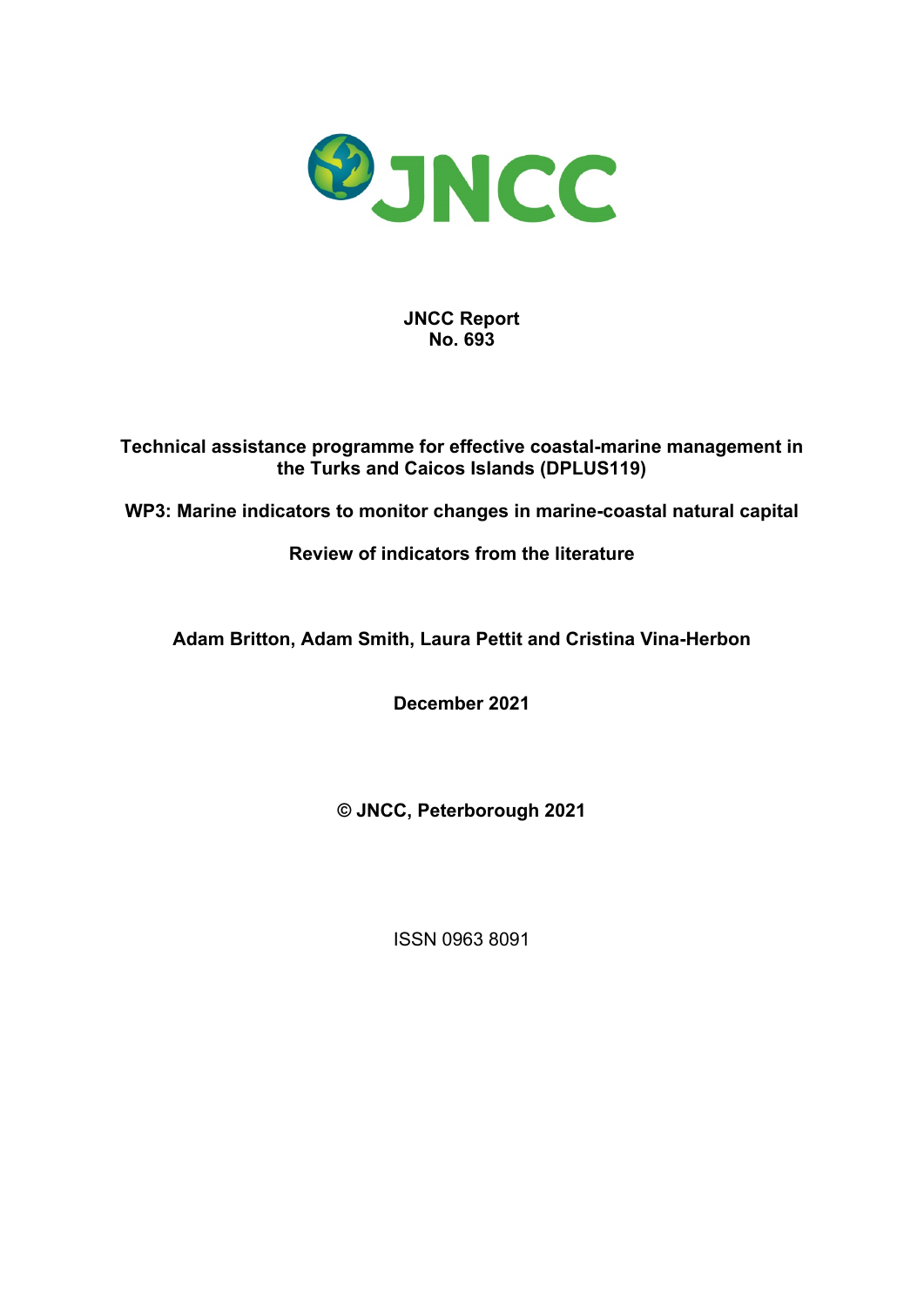**JNCC Report**
**No. 693**

# Technical assistance programme for effective coastal-marine management in the Turks and Caicos Islands (DPLUS119)

## WP3: Marine indicators to monitor changes in marine-coastal natural capital

## Review of indicators from the literature

**Adam Britton, Adam Smith, Laura Pettit and Cristina Vina-Herbon**

**December 2021**

**© JNCC, Peterborough 2021**

ISSN 0963 8091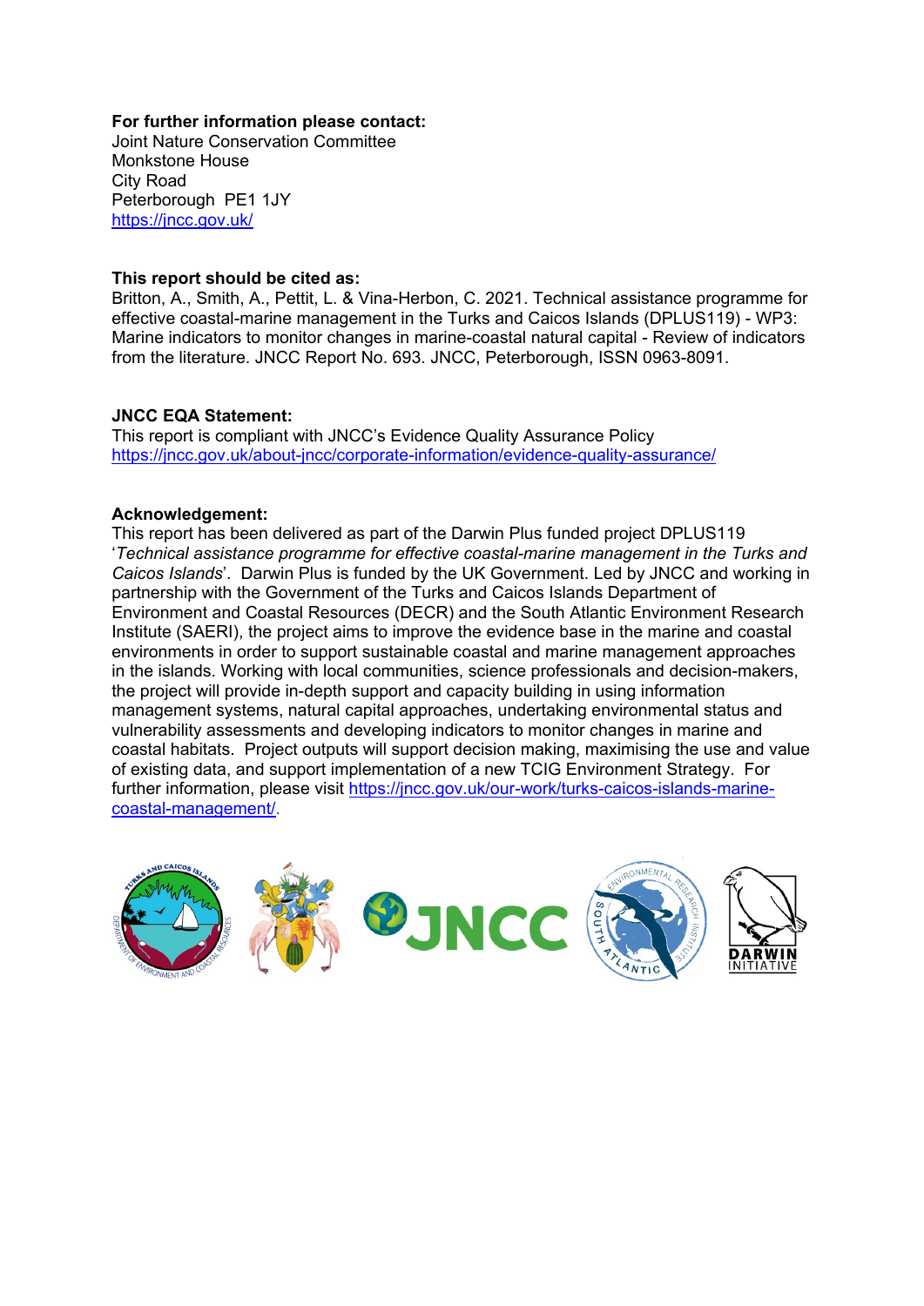**For further information please contact:**
Joint Nature Conservation Committee
Monkstone House
City Road
Peterborough PE1 1JY
https://jncc.gov.uk/

**This report should be cited as:**
Britton, A., Smith, A., Pettit, L. & Vina-Herbon, C. 2021. Technical assistance programme for effective coastal-marine management in the Turks and Caicos Islands (DPLUS119) - WP3: Marine indicators to monitor changes in marine-coastal natural capital - Review of indicators from the literature. JNCC Report No. 693. JNCC, Peterborough, ISSN 0963-8091.

**JNCC EQA Statement:**
This report is compliant with JNCC's Evidence Quality Assurance Policy
https://jncc.gov.uk/about-jncc/corporate-information/evidence-quality-assurance/

**Acknowledgement:**
This report has been delivered as part of the Darwin Plus funded project DPLUS119 '*Technical assistance programme for effective coastal-marine management in the Turks and Caicos Islands*'. Darwin Plus is funded by the UK Government. Led by JNCC and working in partnership with the Government of the Turks and Caicos Islands Department of Environment and Coastal Resources (DECR) and the South Atlantic Environment Research Institute (SAERI), the project aims to improve the evidence base in the marine and coastal environments in order to support sustainable coastal and marine management approaches in the islands. Working with local communities, science professionals and decision-makers, the project will provide in-depth support and capacity building in using information management systems, natural capital approaches, undertaking environmental status and vulnerability assessments and developing indicators to monitor changes in marine and coastal habitats. Project outputs will support decision making, maximising the use and value of existing data, and support implementation of a new TCIG Environment Strategy. For further information, please visit https://jncc.gov.uk/our-work/turks-caicos-islands-marine-coastal-management/.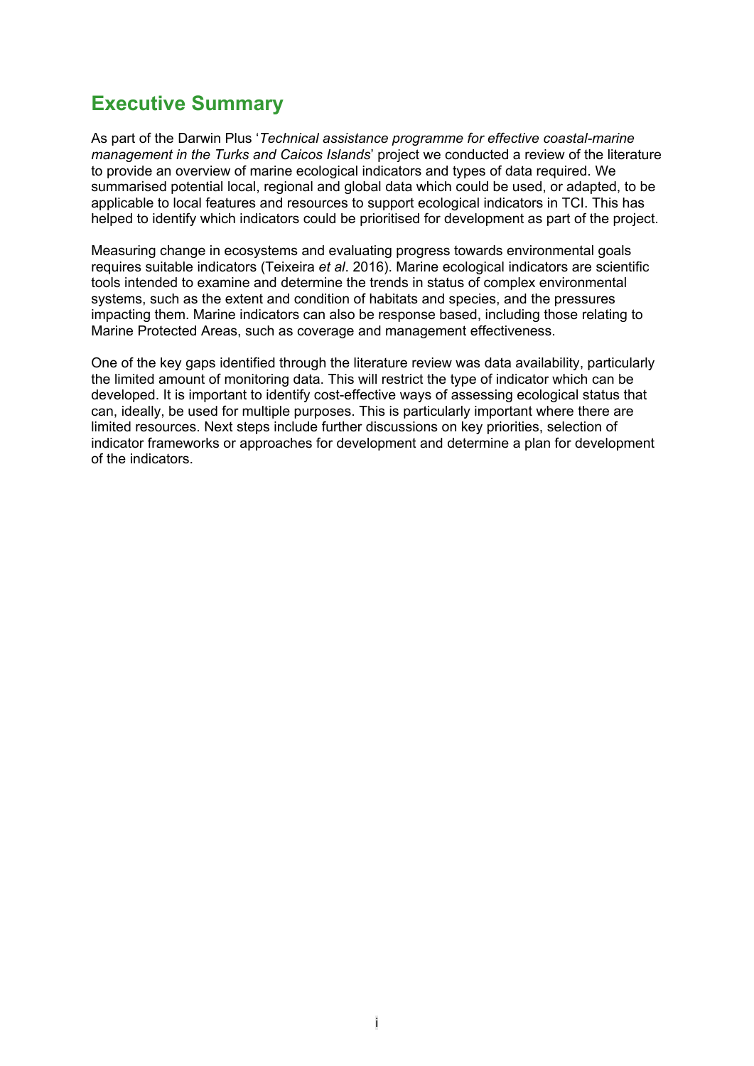# Executive Summary

As part of the Darwin Plus '*Technical assistance programme for effective coastal-marine management in the Turks and Caicos Islands*' project we conducted a review of the literature to provide an overview of marine ecological indicators and types of data required. We summarised potential local, regional and global data which could be used, or adapted, to be applicable to local features and resources to support ecological indicators in TCI. This has helped to identify which indicators could be prioritised for development as part of the project.

Measuring change in ecosystems and evaluating progress towards environmental goals requires suitable indicators (Teixeira *et al*. 2016). Marine ecological indicators are scientific tools intended to examine and determine the trends in status of complex environmental systems, such as the extent and condition of habitats and species, and the pressures impacting them. Marine indicators can also be response based, including those relating to Marine Protected Areas, such as coverage and management effectiveness.

One of the key gaps identified through the literature review was data availability, particularly the limited amount of monitoring data. This will restrict the type of indicator which can be developed. It is important to identify cost-effective ways of assessing ecological status that can, ideally, be used for multiple purposes. This is particularly important where there are limited resources. Next steps include further discussions on key priorities, selection of indicator frameworks or approaches for development and determine a plan for development of the indicators.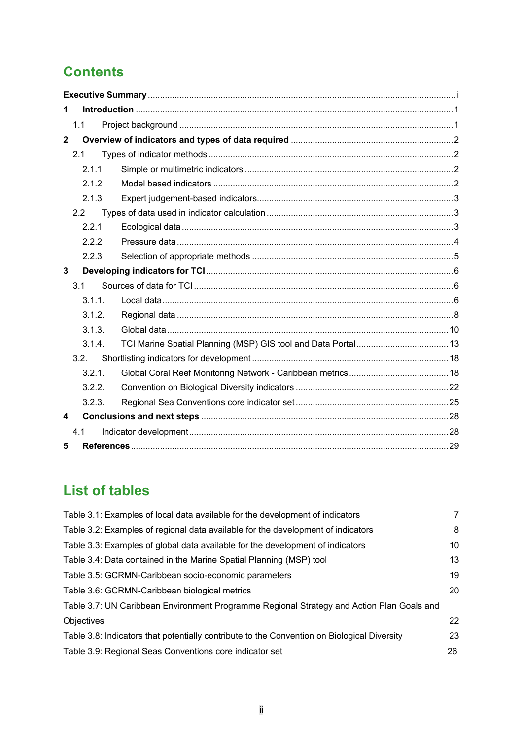## Contents

**Executive Summary** ..... i

**1 Introduction** ..... 1

- 1.1 Project background ..... 1

**2 Overview of indicators and types of data required** ..... 2

- 2.1 Types of indicator methods ..... 2
  - 2.1.1 Simple or multimetric indicators ..... 2
  - 2.1.2 Model based indicators ..... 2
  - 2.1.3 Expert judgement-based indicators ..... 3
- 2.2 Types of data used in indicator calculation ..... 3
  - 2.2.1 Ecological data ..... 3
  - 2.2.2 Pressure data ..... 4
  - 2.2.3 Selection of appropriate methods ..... 5

**3 Developing indicators for TCI** ..... 6

- 3.1 Sources of data for TCI ..... 6
  - 3.1.1. Local data ..... 6
  - 3.1.2. Regional data ..... 8
  - 3.1.3. Global data ..... 10
  - 3.1.4. TCI Marine Spatial Planning (MSP) GIS tool and Data Portal ..... 13
- 3.2. Shortlisting indicators for development ..... 18
  - 3.2.1. Global Coral Reef Monitoring Network - Caribbean metrics ..... 18
  - 3.2.2. Convention on Biological Diversity indicators ..... 22
  - 3.2.3. Regional Sea Conventions core indicator set ..... 25

**4 Conclusions and next steps** ..... 28

- 4.1 Indicator development ..... 28

**5 References** ..... 29

## List of tables

| Table | Page |
|---|---|
| Table 3.1: Examples of local data available for the development of indicators | 7 |
| Table 3.2: Examples of regional data available for the development of indicators | 8 |
| Table 3.3: Examples of global data available for the development of indicators | 10 |
| Table 3.4: Data contained in the Marine Spatial Planning (MSP) tool | 13 |
| Table 3.5: GCRMN-Caribbean socio-economic parameters | 19 |
| Table 3.6: GCRMN-Caribbean biological metrics | 20 |
| Table 3.7: UN Caribbean Environment Programme Regional Strategy and Action Plan Goals and Objectives | 22 |
| Table 3.8: Indicators that potentially contribute to the Convention on Biological Diversity | 23 |
| Table 3.9: Regional Seas Conventions core indicator set | 26 |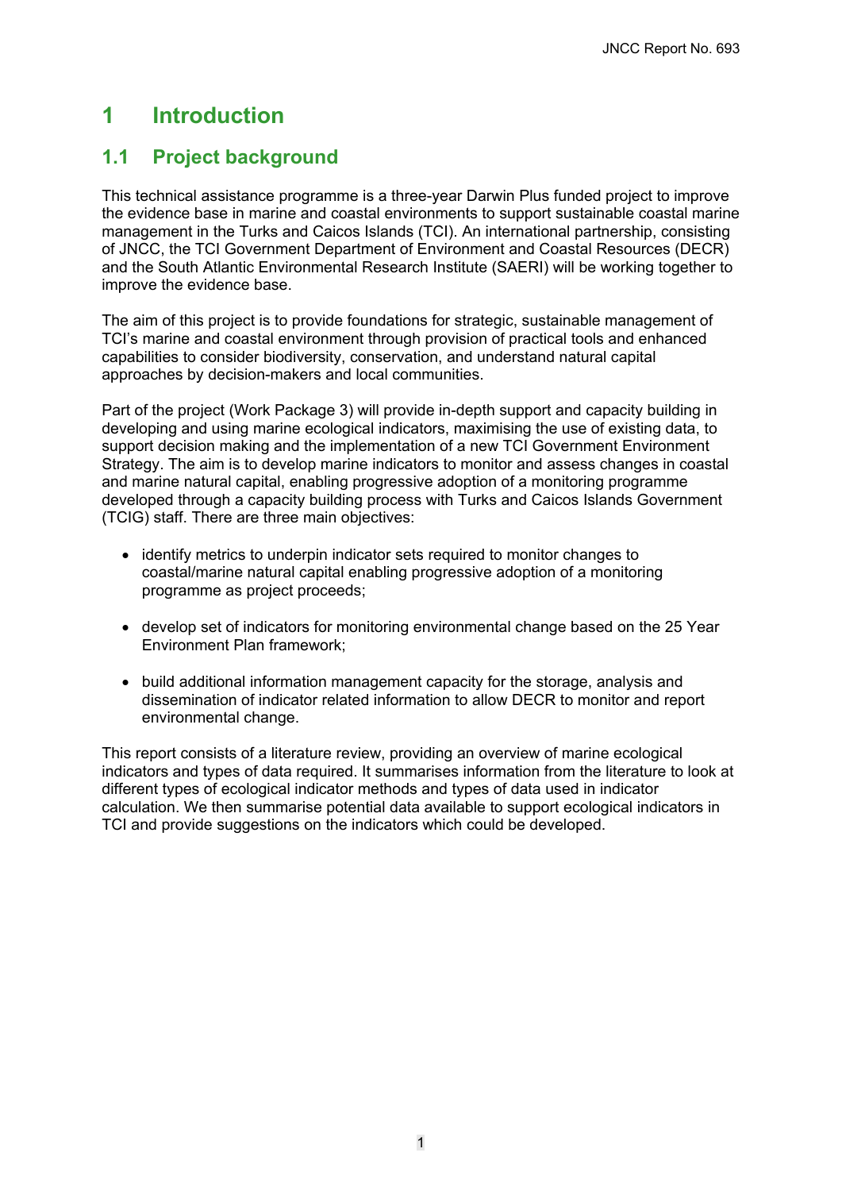# 1 Introduction

## 1.1 Project background

This technical assistance programme is a three-year Darwin Plus funded project to improve the evidence base in marine and coastal environments to support sustainable coastal marine management in the Turks and Caicos Islands (TCI). An international partnership, consisting of JNCC, the TCI Government Department of Environment and Coastal Resources (DECR) and the South Atlantic Environmental Research Institute (SAERI) will be working together to improve the evidence base.

The aim of this project is to provide foundations for strategic, sustainable management of TCI's marine and coastal environment through provision of practical tools and enhanced capabilities to consider biodiversity, conservation, and understand natural capital approaches by decision-makers and local communities.

Part of the project (Work Package 3) will provide in-depth support and capacity building in developing and using marine ecological indicators, maximising the use of existing data, to support decision making and the implementation of a new TCI Government Environment Strategy. The aim is to develop marine indicators to monitor and assess changes in coastal and marine natural capital, enabling progressive adoption of a monitoring programme developed through a capacity building process with Turks and Caicos Islands Government (TCIG) staff. There are three main objectives:

- identify metrics to underpin indicator sets required to monitor changes to coastal/marine natural capital enabling progressive adoption of a monitoring programme as project proceeds;
- develop set of indicators for monitoring environmental change based on the 25 Year Environment Plan framework;
- build additional information management capacity for the storage, analysis and dissemination of indicator related information to allow DECR to monitor and report environmental change.

This report consists of a literature review, providing an overview of marine ecological indicators and types of data required. It summarises information from the literature to look at different types of ecological indicator methods and types of data used in indicator calculation. We then summarise potential data available to support ecological indicators in TCI and provide suggestions on the indicators which could be developed.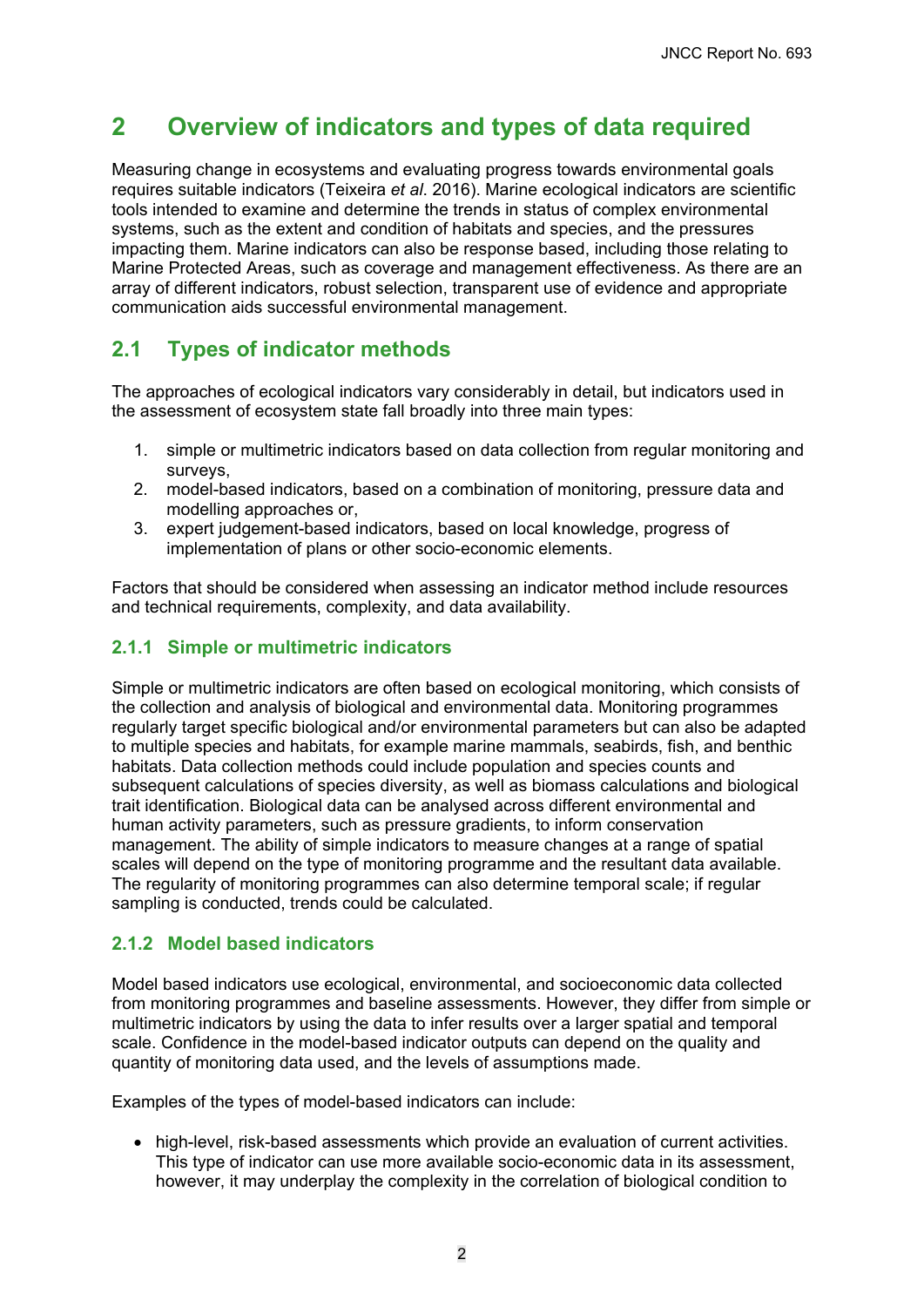# 2 Overview of indicators and types of data required

Measuring change in ecosystems and evaluating progress towards environmental goals requires suitable indicators (Teixeira *et al*. 2016). Marine ecological indicators are scientific tools intended to examine and determine the trends in status of complex environmental systems, such as the extent and condition of habitats and species, and the pressures impacting them. Marine indicators can also be response based, including those relating to Marine Protected Areas, such as coverage and management effectiveness. As there are an array of different indicators, robust selection, transparent use of evidence and appropriate communication aids successful environmental management.

## 2.1 Types of indicator methods

The approaches of ecological indicators vary considerably in detail, but indicators used in the assessment of ecosystem state fall broadly into three main types:

1. simple or multimetric indicators based on data collection from regular monitoring and surveys,
2. model-based indicators, based on a combination of monitoring, pressure data and modelling approaches or,
3. expert judgement-based indicators, based on local knowledge, progress of implementation of plans or other socio-economic elements.

Factors that should be considered when assessing an indicator method include resources and technical requirements, complexity, and data availability.

### 2.1.1 Simple or multimetric indicators

Simple or multimetric indicators are often based on ecological monitoring, which consists of the collection and analysis of biological and environmental data. Monitoring programmes regularly target specific biological and/or environmental parameters but can also be adapted to multiple species and habitats, for example marine mammals, seabirds, fish, and benthic habitats. Data collection methods could include population and species counts and subsequent calculations of species diversity, as well as biomass calculations and biological trait identification. Biological data can be analysed across different environmental and human activity parameters, such as pressure gradients, to inform conservation management. The ability of simple indicators to measure changes at a range of spatial scales will depend on the type of monitoring programme and the resultant data available. The regularity of monitoring programmes can also determine temporal scale; if regular sampling is conducted, trends could be calculated.

### 2.1.2 Model based indicators

Model based indicators use ecological, environmental, and socioeconomic data collected from monitoring programmes and baseline assessments. However, they differ from simple or multimetric indicators by using the data to infer results over a larger spatial and temporal scale. Confidence in the model-based indicator outputs can depend on the quality and quantity of monitoring data used, and the levels of assumptions made.

Examples of the types of model-based indicators can include:

- high-level, risk-based assessments which provide an evaluation of current activities. This type of indicator can use more available socio-economic data in its assessment, however, it may underplay the complexity in the correlation of biological condition to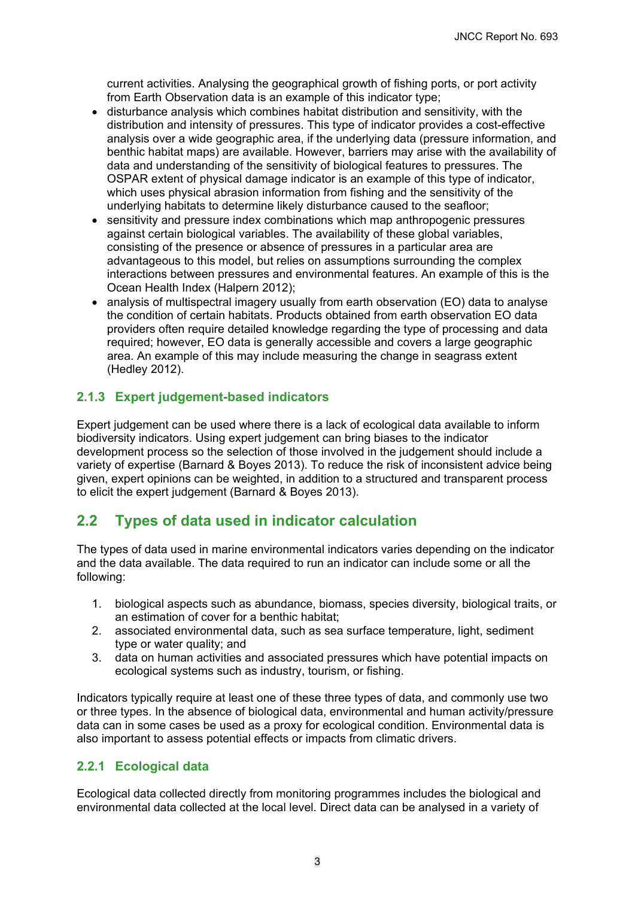current activities. Analysing the geographical growth of fishing ports, or port activity from Earth Observation data is an example of this indicator type;

- disturbance analysis which combines habitat distribution and sensitivity, with the distribution and intensity of pressures. This type of indicator provides a cost-effective analysis over a wide geographic area, if the underlying data (pressure information, and benthic habitat maps) are available. However, barriers may arise with the availability of data and understanding of the sensitivity of biological features to pressures. The OSPAR extent of physical damage indicator is an example of this type of indicator, which uses physical abrasion information from fishing and the sensitivity of the underlying habitats to determine likely disturbance caused to the seafloor;
- sensitivity and pressure index combinations which map anthropogenic pressures against certain biological variables. The availability of these global variables, consisting of the presence or absence of pressures in a particular area are advantageous to this model, but relies on assumptions surrounding the complex interactions between pressures and environmental features. An example of this is the Ocean Health Index (Halpern 2012);
- analysis of multispectral imagery usually from earth observation (EO) data to analyse the condition of certain habitats. Products obtained from earth observation EO data providers often require detailed knowledge regarding the type of processing and data required; however, EO data is generally accessible and covers a large geographic area. An example of this may include measuring the change in seagrass extent (Hedley 2012).

### 2.1.3 Expert judgement-based indicators

Expert judgement can be used where there is a lack of ecological data available to inform biodiversity indicators. Using expert judgement can bring biases to the indicator development process so the selection of those involved in the judgement should include a variety of expertise (Barnard & Boyes 2013). To reduce the risk of inconsistent advice being given, expert opinions can be weighted, in addition to a structured and transparent process to elicit the expert judgement (Barnard & Boyes 2013).

## 2.2 Types of data used in indicator calculation

The types of data used in marine environmental indicators varies depending on the indicator and the data available. The data required to run an indicator can include some or all the following:

1. biological aspects such as abundance, biomass, species diversity, biological traits, or an estimation of cover for a benthic habitat;
2. associated environmental data, such as sea surface temperature, light, sediment type or water quality; and
3. data on human activities and associated pressures which have potential impacts on ecological systems such as industry, tourism, or fishing.

Indicators typically require at least one of these three types of data, and commonly use two or three types. In the absence of biological data, environmental and human activity/pressure data can in some cases be used as a proxy for ecological condition. Environmental data is also important to assess potential effects or impacts from climatic drivers.

### 2.2.1 Ecological data

Ecological data collected directly from monitoring programmes includes the biological and environmental data collected at the local level. Direct data can be analysed in a variety of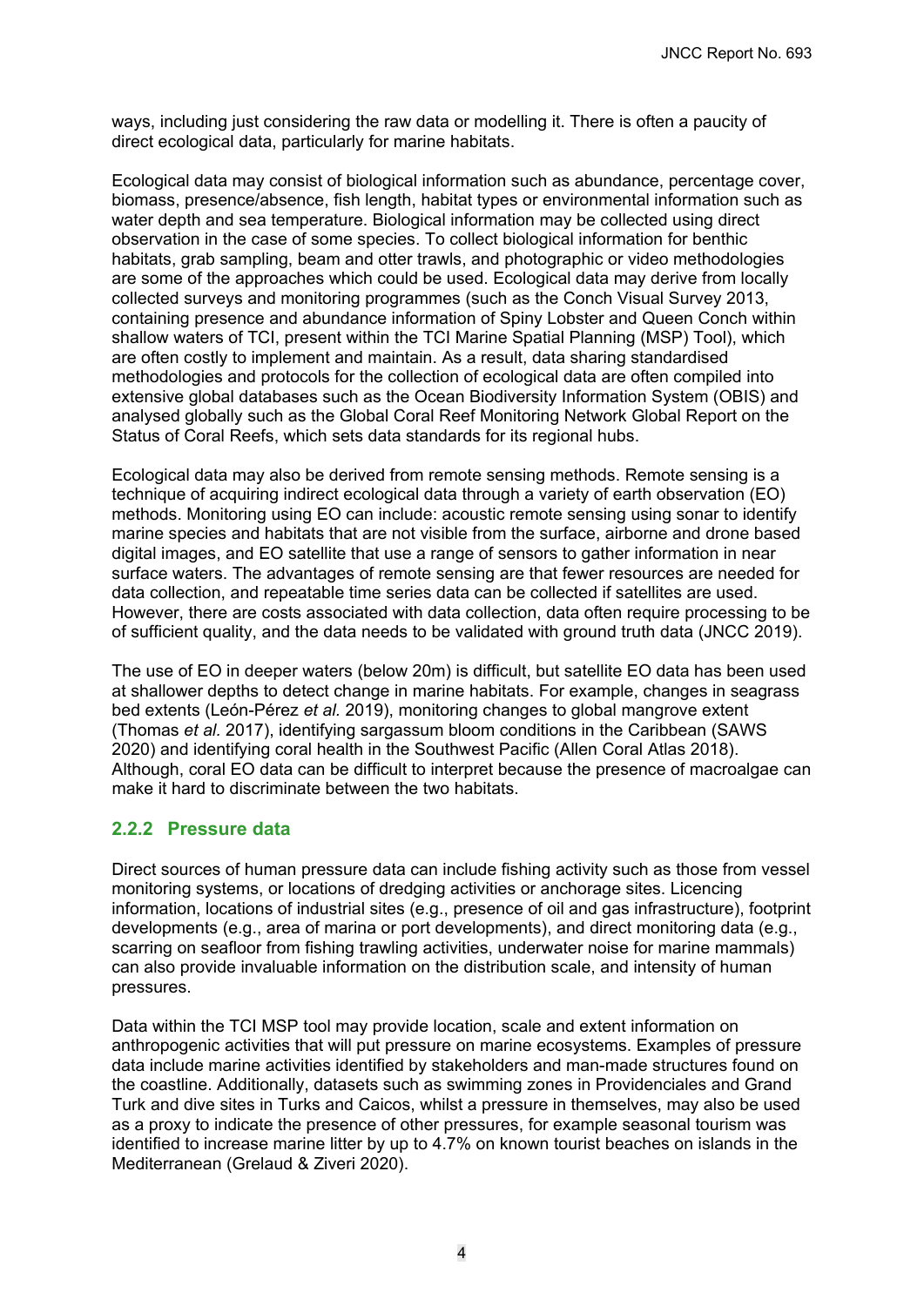ways, including just considering the raw data or modelling it. There is often a paucity of direct ecological data, particularly for marine habitats.

Ecological data may consist of biological information such as abundance, percentage cover, biomass, presence/absence, fish length, habitat types or environmental information such as water depth and sea temperature. Biological information may be collected using direct observation in the case of some species. To collect biological information for benthic habitats, grab sampling, beam and otter trawls, and photographic or video methodologies are some of the approaches which could be used. Ecological data may derive from locally collected surveys and monitoring programmes (such as the Conch Visual Survey 2013, containing presence and abundance information of Spiny Lobster and Queen Conch within shallow waters of TCI, present within the TCI Marine Spatial Planning (MSP) Tool), which are often costly to implement and maintain. As a result, data sharing standardised methodologies and protocols for the collection of ecological data are often compiled into extensive global databases such as the Ocean Biodiversity Information System (OBIS) and analysed globally such as the Global Coral Reef Monitoring Network Global Report on the Status of Coral Reefs, which sets data standards for its regional hubs.

Ecological data may also be derived from remote sensing methods. Remote sensing is a technique of acquiring indirect ecological data through a variety of earth observation (EO) methods. Monitoring using EO can include: acoustic remote sensing using sonar to identify marine species and habitats that are not visible from the surface, airborne and drone based digital images, and EO satellite that use a range of sensors to gather information in near surface waters. The advantages of remote sensing are that fewer resources are needed for data collection, and repeatable time series data can be collected if satellites are used. However, there are costs associated with data collection, data often require processing to be of sufficient quality, and the data needs to be validated with ground truth data (JNCC 2019).

The use of EO in deeper waters (below 20m) is difficult, but satellite EO data has been used at shallower depths to detect change in marine habitats. For example, changes in seagrass bed extents (León-Pérez *et al.* 2019), monitoring changes to global mangrove extent (Thomas *et al.* 2017), identifying sargassum bloom conditions in the Caribbean (SAWS 2020) and identifying coral health in the Southwest Pacific (Allen Coral Atlas 2018). Although, coral EO data can be difficult to interpret because the presence of macroalgae can make it hard to discriminate between the two habitats.

### 2.2.2 Pressure data

Direct sources of human pressure data can include fishing activity such as those from vessel monitoring systems, or locations of dredging activities or anchorage sites. Licencing information, locations of industrial sites (e.g., presence of oil and gas infrastructure), footprint developments (e.g., area of marina or port developments), and direct monitoring data (e.g., scarring on seafloor from fishing trawling activities, underwater noise for marine mammals) can also provide invaluable information on the distribution scale, and intensity of human pressures.

Data within the TCI MSP tool may provide location, scale and extent information on anthropogenic activities that will put pressure on marine ecosystems. Examples of pressure data include marine activities identified by stakeholders and man-made structures found on the coastline. Additionally, datasets such as swimming zones in Providenciales and Grand Turk and dive sites in Turks and Caicos, whilst a pressure in themselves, may also be used as a proxy to indicate the presence of other pressures, for example seasonal tourism was identified to increase marine litter by up to 4.7% on known tourist beaches on islands in the Mediterranean (Grelaud & Ziveri 2020).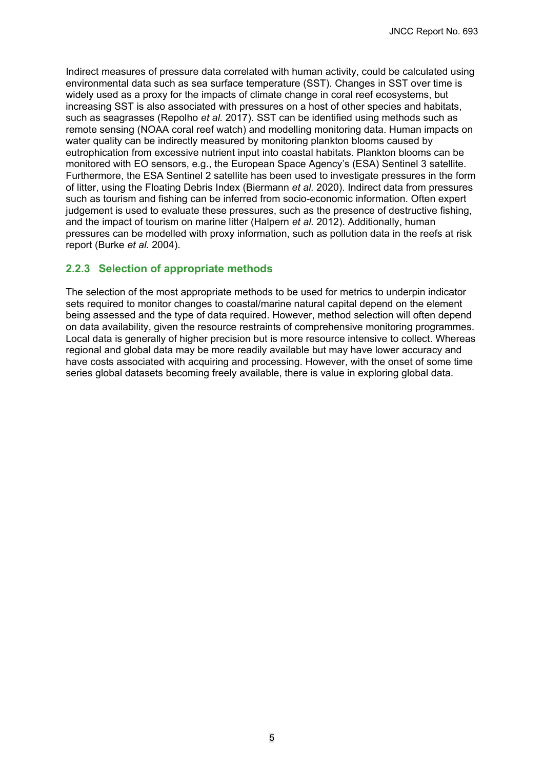Indirect measures of pressure data correlated with human activity, could be calculated using environmental data such as sea surface temperature (SST). Changes in SST over time is widely used as a proxy for the impacts of climate change in coral reef ecosystems, but increasing SST is also associated with pressures on a host of other species and habitats, such as seagrasses (Repolho *et al.* 2017). SST can be identified using methods such as remote sensing (NOAA coral reef watch) and modelling monitoring data. Human impacts on water quality can be indirectly measured by monitoring plankton blooms caused by eutrophication from excessive nutrient input into coastal habitats. Plankton blooms can be monitored with EO sensors, e.g., the European Space Agency's (ESA) Sentinel 3 satellite. Furthermore, the ESA Sentinel 2 satellite has been used to investigate pressures in the form of litter, using the Floating Debris Index (Biermann *et al.* 2020). Indirect data from pressures such as tourism and fishing can be inferred from socio-economic information. Often expert judgement is used to evaluate these pressures, such as the presence of destructive fishing, and the impact of tourism on marine litter (Halpern *et al.* 2012). Additionally, human pressures can be modelled with proxy information, such as pollution data in the reefs at risk report (Burke *et al.* 2004).

### 2.2.3 Selection of appropriate methods

The selection of the most appropriate methods to be used for metrics to underpin indicator sets required to monitor changes to coastal/marine natural capital depend on the element being assessed and the type of data required. However, method selection will often depend on data availability, given the resource restraints of comprehensive monitoring programmes. Local data is generally of higher precision but is more resource intensive to collect. Whereas regional and global data may be more readily available but may have lower accuracy and have costs associated with acquiring and processing. However, with the onset of some time series global datasets becoming freely available, there is value in exploring global data.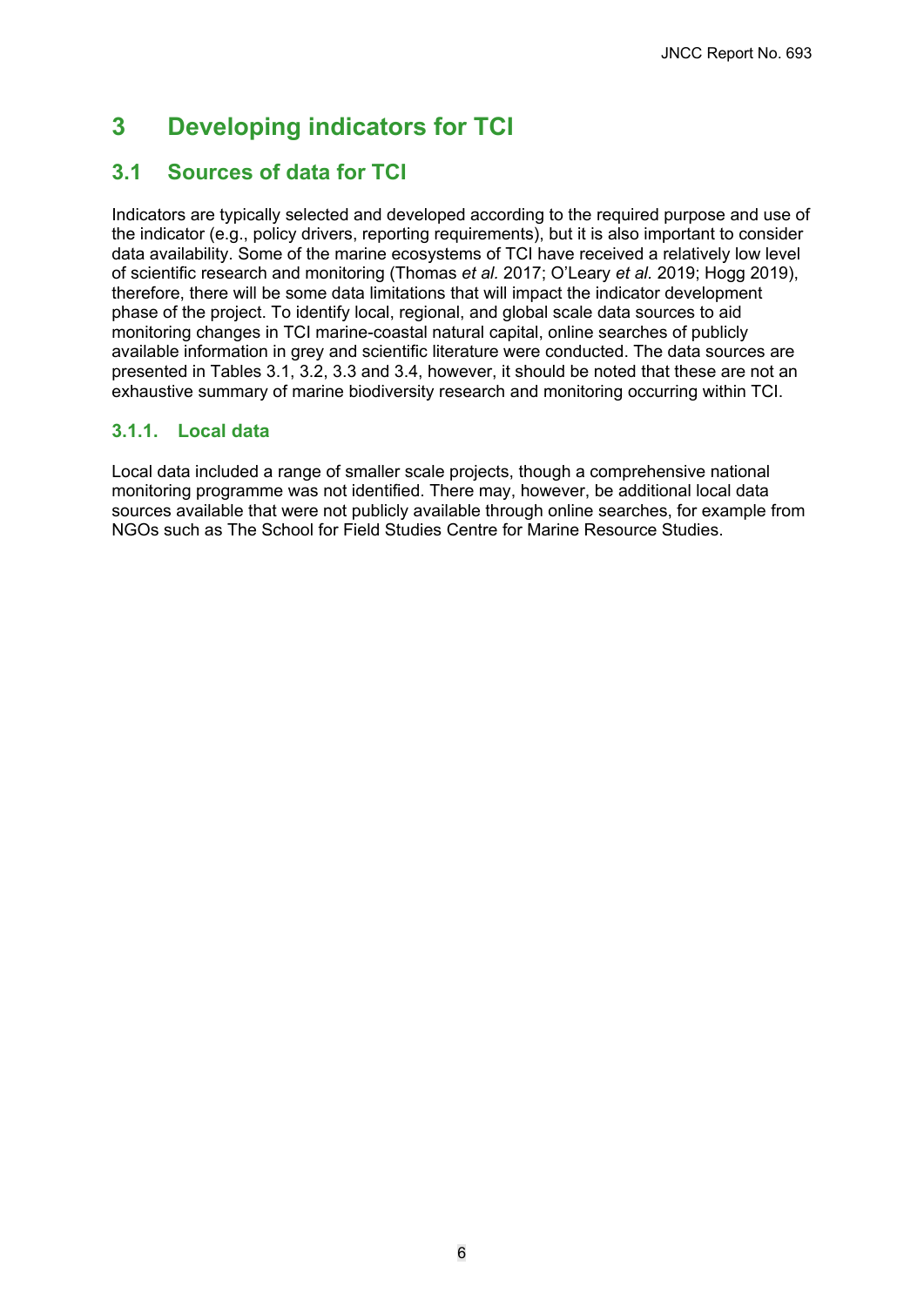# 3 Developing indicators for TCI

## 3.1 Sources of data for TCI

Indicators are typically selected and developed according to the required purpose and use of the indicator (e.g., policy drivers, reporting requirements), but it is also important to consider data availability. Some of the marine ecosystems of TCI have received a relatively low level of scientific research and monitoring (Thomas *et al.* 2017; O'Leary *et al.* 2019; Hogg 2019), therefore, there will be some data limitations that will impact the indicator development phase of the project. To identify local, regional, and global scale data sources to aid monitoring changes in TCI marine-coastal natural capital, online searches of publicly available information in grey and scientific literature were conducted. The data sources are presented in Tables 3.1, 3.2, 3.3 and 3.4, however, it should be noted that these are not an exhaustive summary of marine biodiversity research and monitoring occurring within TCI.

### 3.1.1. Local data

Local data included a range of smaller scale projects, though a comprehensive national monitoring programme was not identified. There may, however, be additional local data sources available that were not publicly available through online searches, for example from NGOs such as The School for Field Studies Centre for Marine Resource Studies.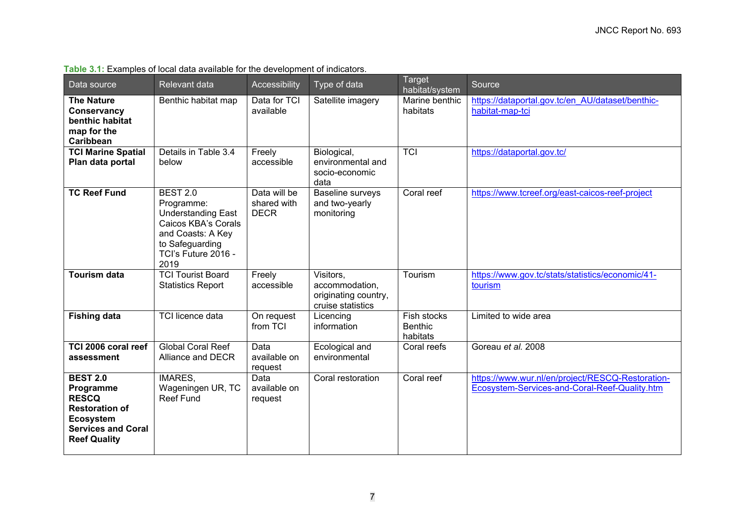**Table 3.1:** Examples of local data available for the development of indicators.

| Data source | Relevant data | Accessibility | Type of data | Target habitat/system | Source |
|---|---|---|---|---|---|
| **The Nature Conservancy benthic habitat map for the Caribbean** | Benthic habitat map | Data for TCI available | Satellite imagery | Marine benthic habitats | https://dataportal.gov.tc/en_AU/dataset/benthic-habitat-map-tci |
| **TCI Marine Spatial Plan data portal** | Details in Table 3.4 below | Freely accessible | Biological, environmental and socio-economic data | TCI | https://dataportal.gov.tc/ |
| **TC Reef Fund** | BEST 2.0 Programme: Understanding East Caicos KBA's Corals and Coasts: A Key to Safeguarding TCI's Future 2016 - 2019 | Data will be shared with DECR | Baseline surveys and two-yearly monitoring | Coral reef | https://www.tcreef.org/east-caicos-reef-project |
| **Tourism data** | TCI Tourist Board Statistics Report | Freely accessible | Visitors, accommodation, originating country, cruise statistics | Tourism | https://www.gov.tc/stats/statistics/economic/41-tourism |
| **Fishing data** | TCI licence data | On request from TCI | Licencing information | Fish stocks Benthic habitats | Limited to wide area |
| **TCI 2006 coral reef assessment** | Global Coral Reef Alliance and DECR | Data available on request | Ecological and environmental | Coral reefs | Goreau *et al.* 2008 |
| **BEST 2.0 Programme RESCQ Restoration of Ecosystem Services and Coral Reef Quality** | IMARES, Wageningen UR, TC Reef Fund | Data available on request | Coral restoration | Coral reef | https://www.wur.nl/en/project/RESCQ-Restoration-Ecosystem-Services-and-Coral-Reef-Quality.htm |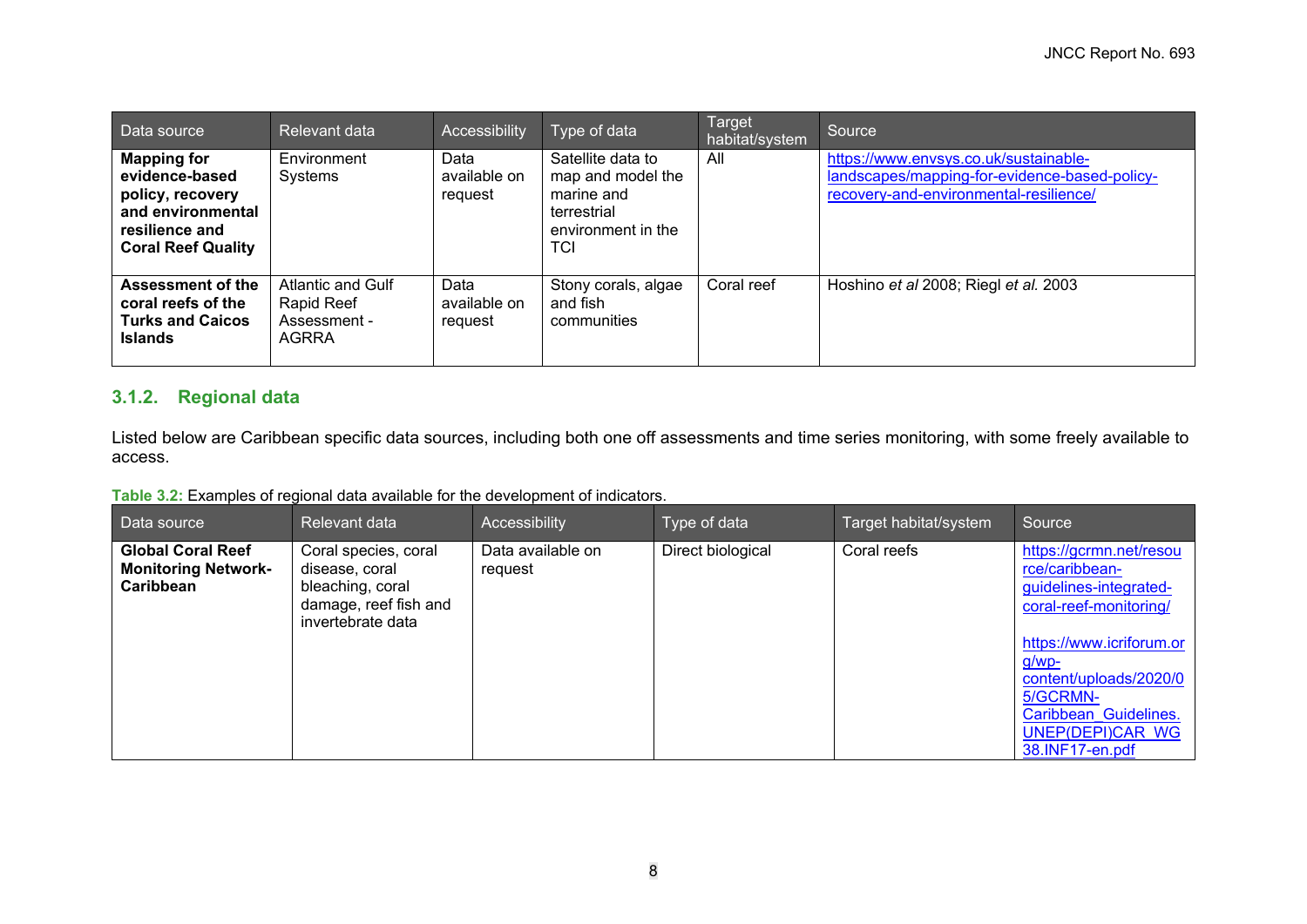| Data source | Relevant data | Accessibility | Type of data | Target habitat/system | Source |
|---|---|---|---|---|---|
| **Mapping for evidence-based policy, recovery and environmental resilience and Coral Reef Quality** | Environment Systems | Data available on request | Satellite data to map and model the marine and terrestrial environment in the TCI | All | https://www.envsys.co.uk/sustainable-landscapes/mapping-for-evidence-based-policy-recovery-and-environmental-resilience/ |
| **Assessment of the coral reefs of the Turks and Caicos Islands** | Atlantic and Gulf Rapid Reef Assessment - AGRRA | Data available on request | Stony corals, algae and fish communities | Coral reef | Hoshino *et al* 2008; Riegl *et al.* 2003 |

### 3.1.2. Regional data

Listed below are Caribbean specific data sources, including both one off assessments and time series monitoring, with some freely available to access.

**Table 3.2:** Examples of regional data available for the development of indicators.

| Data source | Relevant data | Accessibility | Type of data | Target habitat/system | Source |
|---|---|---|---|---|---|
| **Global Coral Reef Monitoring Network-Caribbean** | Coral species, coral disease, coral bleaching, coral damage, reef fish and invertebrate data | Data available on request | Direct biological | Coral reefs | https://gcrmn.net/resource/caribbean-guidelines-integrated-coral-reef-monitoring/ https://www.icriforum.org/wp-content/uploads/2020/05/GCRMN-Caribbean_Guidelines.UNEP(DEPI)CAR_WG38.INF17-en.pdf |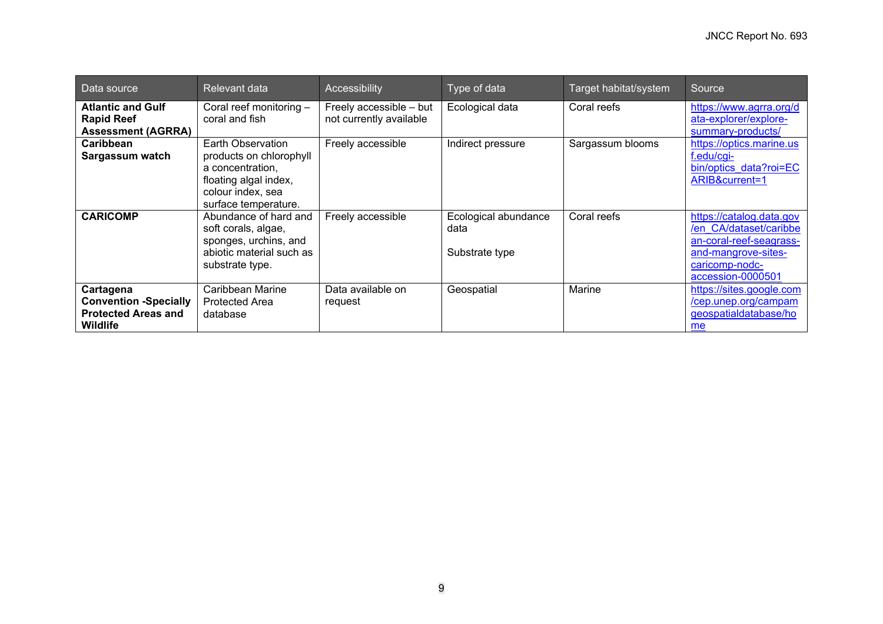| Data source | Relevant data | Accessibility | Type of data | Target habitat/system | Source |
|---|---|---|---|---|---|
| **Atlantic and Gulf Rapid Reef Assessment (AGRRA)** | Coral reef monitoring – coral and fish | Freely accessible – but not currently available | Ecological data | Coral reefs | https://www.agrra.org/data-explorer/explore-summary-products/ |
| **Caribbean Sargassum watch** | Earth Observation products on chlorophyll a concentration, floating algal index, colour index, sea surface temperature. | Freely accessible | Indirect pressure | Sargassum blooms | https://optics.marine.usf.edu/cgi-bin/optics_data?roi=ECARIB&current=1 |
| **CARICOMP** | Abundance of hard and soft corals, algae, sponges, urchins, and abiotic material such as substrate type. | Freely accessible | Ecological abundance data<br><br>Substrate type | Coral reefs | https://catalog.data.gov/en_CA/dataset/caribbean-coral-reef-seagrass-and-mangrove-sites-caricomp-nodc-accession-0000501 |
| **Cartagena Convention -Specially Protected Areas and Wildlife** | Caribbean Marine Protected Area database | Data available on request | Geospatial | Marine | https://sites.google.com/cep.unep.org/campamgeospatialdatabase/home |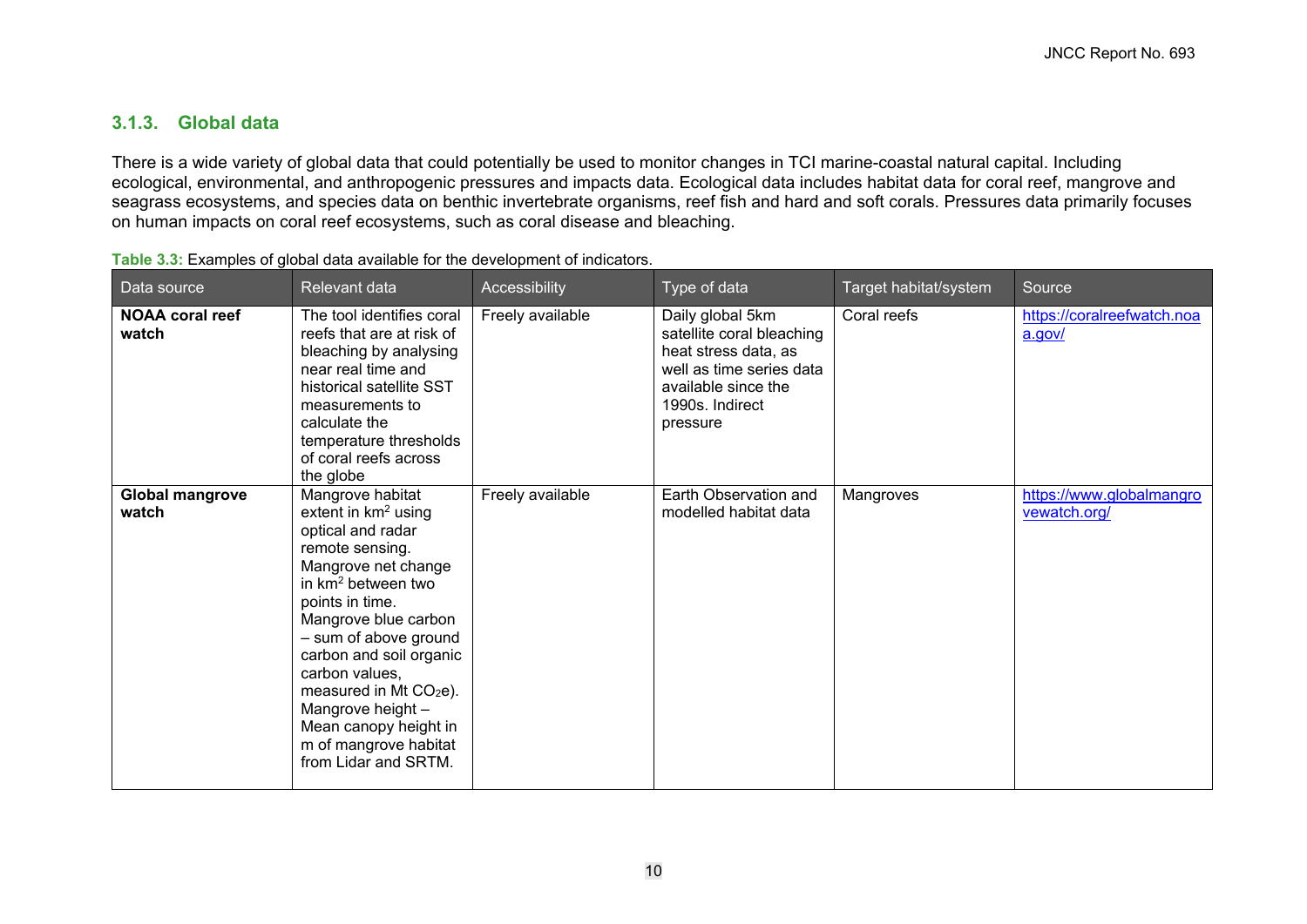### 3.1.3. Global data

There is a wide variety of global data that could potentially be used to monitor changes in TCI marine-coastal natural capital. Including ecological, environmental, and anthropogenic pressures and impacts data. Ecological data includes habitat data for coral reef, mangrove and seagrass ecosystems, and species data on benthic invertebrate organisms, reef fish and hard and soft corals. Pressures data primarily focuses on human impacts on coral reef ecosystems, such as coral disease and bleaching.

**Table 3.3:** Examples of global data available for the development of indicators.

| Data source | Relevant data | Accessibility | Type of data | Target habitat/system | Source |
|---|---|---|---|---|---|
| **NOAA coral reef watch** | The tool identifies coral reefs that are at risk of bleaching by analysing near real time and historical satellite SST measurements to calculate the temperature thresholds of coral reefs across the globe | Freely available | Daily global 5km satellite coral bleaching heat stress data, as well as time series data available since the 1990s. Indirect pressure | Coral reefs | https://coralreefwatch.noaa.gov/ |
| **Global mangrove watch** | Mangrove habitat extent in $km^2$ using optical and radar remote sensing. Mangrove net change in $km^2$ between two points in time. Mangrove blue carbon – sum of above ground carbon and soil organic carbon values, measured in Mt $CO_2e$). Mangrove height – Mean canopy height in m of mangrove habitat from Lidar and SRTM. | Freely available | Earth Observation and modelled habitat data | Mangroves | https://www.globalmangrovewatch.org/ |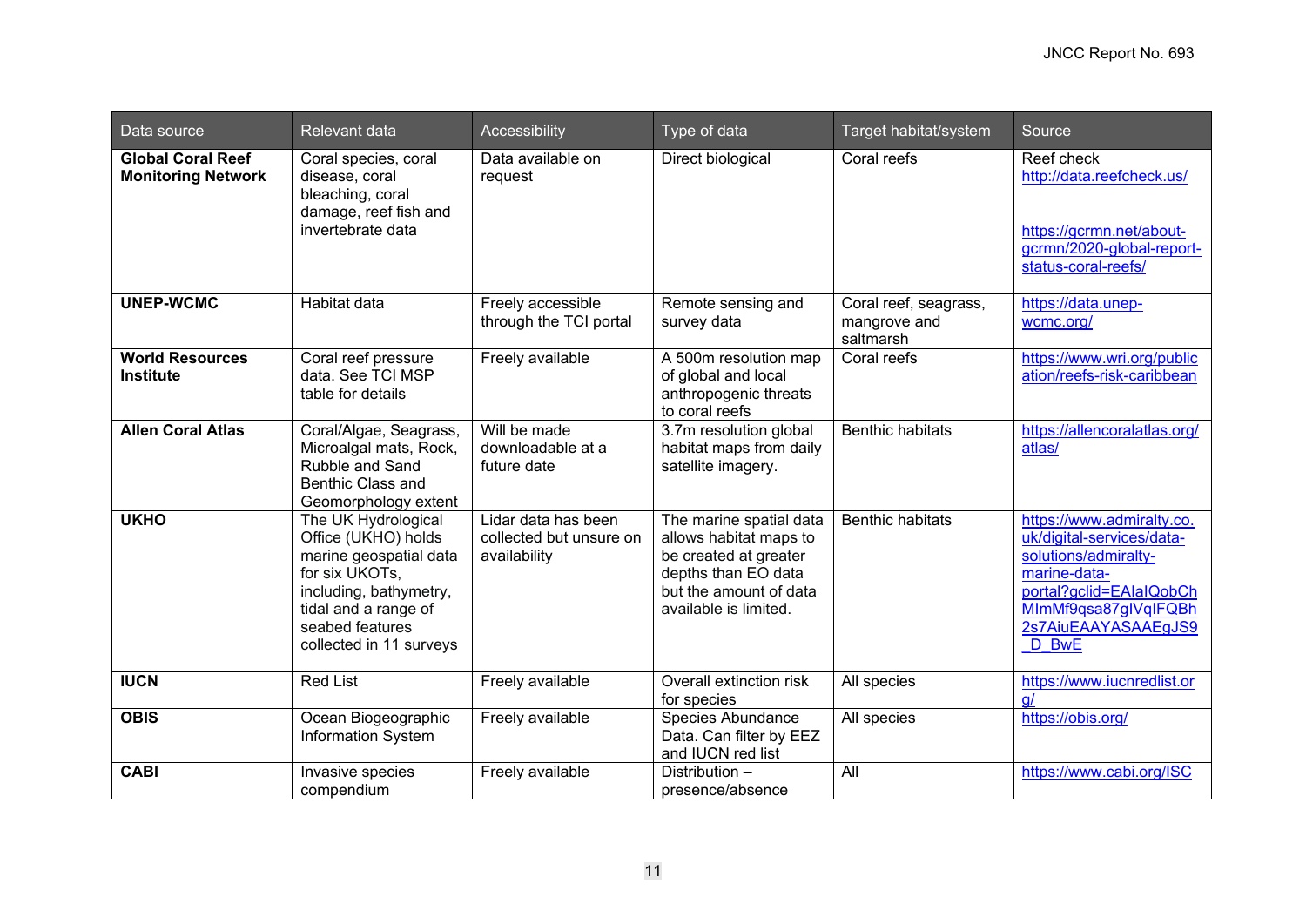| Data source | Relevant data | Accessibility | Type of data | Target habitat/system | Source |
|---|---|---|---|---|---|
| **Global Coral Reef Monitoring Network** | Coral species, coral disease, coral bleaching, coral damage, reef fish and invertebrate data | Data available on request | Direct biological | Coral reefs | Reef check http://data.reefcheck.us/ https://gcrmn.net/about-gcrmn/2020-global-report-status-coral-reefs/ |
| **UNEP-WCMC** | Habitat data | Freely accessible through the TCI portal | Remote sensing and survey data | Coral reef, seagrass, mangrove and saltmarsh | https://data.unep-wcmc.org/ |
| **World Resources Institute** | Coral reef pressure data. See TCI MSP table for details | Freely available | A 500m resolution map of global and local anthropogenic threats to coral reefs | Coral reefs | https://www.wri.org/publication/reefs-risk-caribbean |
| **Allen Coral Atlas** | Coral/Algae, Seagrass, Microalgal mats, Rock, Rubble and Sand Benthic Class and Geomorphology extent | Will be made downloadable at a future date | 3.7m resolution global habitat maps from daily satellite imagery. | Benthic habitats | https://allencoralatlas.org/atlas/ |
| **UKHO** | The UK Hydrological Office (UKHO) holds marine geospatial data for six UKOTs, including, bathymetry, tidal and a range of seabed features collected in 11 surveys | Lidar data has been collected but unsure on availability | The marine spatial data allows habitat maps to be created at greater depths than EO data but the amount of data available is limited. | Benthic habitats | https://www.admiralty.co.uk/digital-services/data-solutions/admiralty-marine-data-portal?gclid=EAIaIQobChMImMf9qsa87gIVqIFQBh2s7AiuEAAYASAAEgJS9_D_BwE |
| **IUCN** | Red List | Freely available | Overall extinction risk for species | All species | https://www.iucnredlist.org/ |
| **OBIS** | Ocean Biogeographic Information System | Freely available | Species Abundance Data. Can filter by EEZ and IUCN red list | All species | https://obis.org/ |
| **CABI** | Invasive species compendium | Freely available | Distribution – presence/absence | All | https://www.cabi.org/ISC |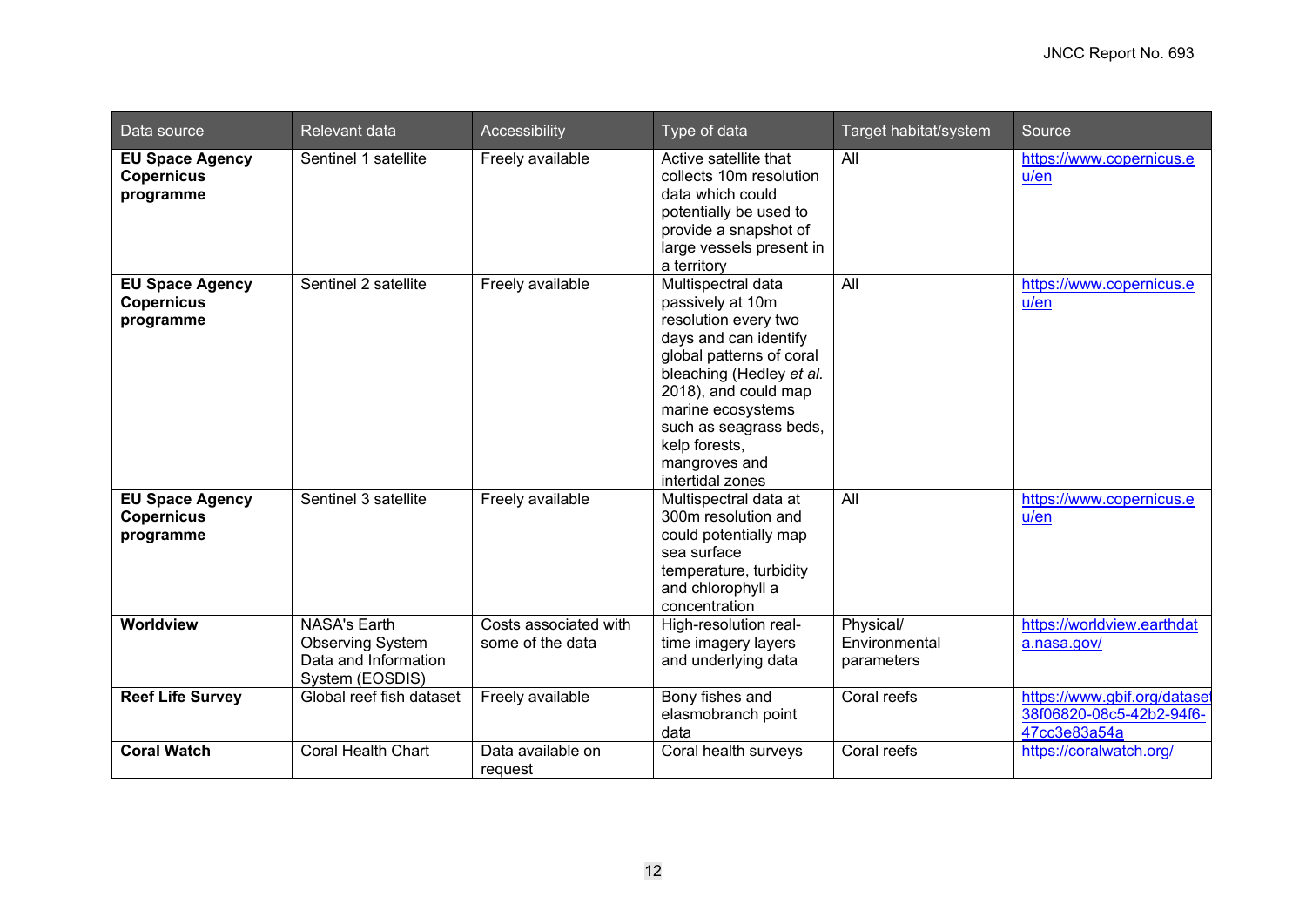| Data source | Relevant data | Accessibility | Type of data | Target habitat/system | Source |
|---|---|---|---|---|---|
| **EU Space Agency Copernicus programme** | Sentinel 1 satellite | Freely available | Active satellite that collects 10m resolution data which could potentially be used to provide a snapshot of large vessels present in a territory | All | https://www.copernicus.eu/en |
| **EU Space Agency Copernicus programme** | Sentinel 2 satellite | Freely available | Multispectral data passively at 10m resolution every two days and can identify global patterns of coral bleaching (Hedley *et al.* 2018), and could map marine ecosystems such as seagrass beds, kelp forests, mangroves and intertidal zones | All | https://www.copernicus.eu/en |
| **EU Space Agency Copernicus programme** | Sentinel 3 satellite | Freely available | Multispectral data at 300m resolution and could potentially map sea surface temperature, turbidity and chlorophyll a concentration | All | https://www.copernicus.eu/en |
| **Worldview** | NASA's Earth Observing System Data and Information System (EOSDIS) | Costs associated with some of the data | High-resolution real-time imagery layers and underlying data | Physical/ Environmental parameters | https://worldview.earthdata.nasa.gov/ |
| **Reef Life Survey** | Global reef fish dataset | Freely available | Bony fishes and elasmobranch point data | Coral reefs | https://www.gbif.org/dataset/38f06820-08c5-42b2-94f6-47cc3e83a54a |
| **Coral Watch** | Coral Health Chart | Data available on request | Coral health surveys | Coral reefs | https://coralwatch.org/ |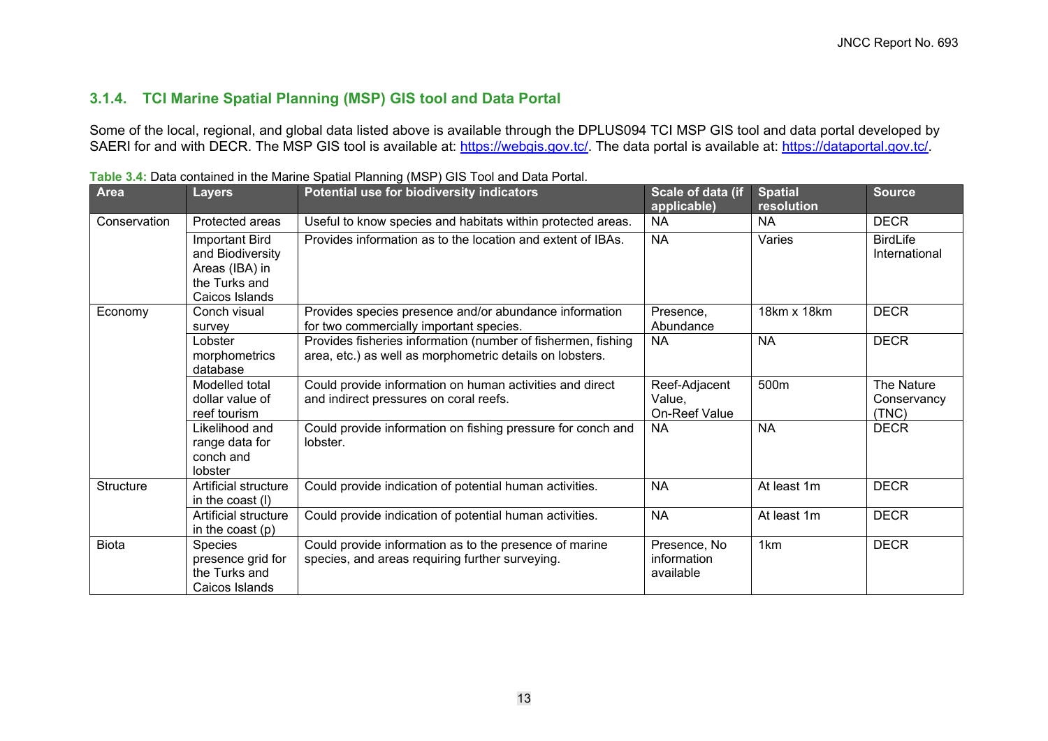### 3.1.4. TCI Marine Spatial Planning (MSP) GIS tool and Data Portal

Some of the local, regional, and global data listed above is available through the DPLUS094 TCI MSP GIS tool and data portal developed by SAERI for and with DECR. The MSP GIS tool is available at: https://webgis.gov.tc/. The data portal is available at: https://dataportal.gov.tc/.

**Table 3.4:** Data contained in the Marine Spatial Planning (MSP) GIS Tool and Data Portal.

| Area | Layers | Potential use for biodiversity indicators | Scale of data (if applicable) | Spatial resolution | Source |
|---|---|---|---|---|---|
| Conservation | Protected areas | Useful to know species and habitats within protected areas. | NA | NA | DECR |
| | Important Bird and Biodiversity Areas (IBA) in the Turks and Caicos Islands | Provides information as to the location and extent of IBAs. | NA | Varies | BirdLife International |
| Economy | Conch visual survey | Provides species presence and/or abundance information for two commercially important species. | Presence, Abundance | 18km x 18km | DECR |
| | Lobster morphometrics database | Provides fisheries information (number of fishermen, fishing area, etc.) as well as morphometric details on lobsters. | NA | NA | DECR |
| | Modelled total dollar value of reef tourism | Could provide information on human activities and direct and indirect pressures on coral reefs. | Reef-Adjacent Value, On-Reef Value | 500m | The Nature Conservancy (TNC) |
| | Likelihood and range data for conch and lobster | Could provide information on fishing pressure for conch and lobster. | NA | NA | DECR |
| Structure | Artificial structure in the coast (l) | Could provide indication of potential human activities. | NA | At least 1m | DECR |
| | Artificial structure in the coast (p) | Could provide indication of potential human activities. | NA | At least 1m | DECR |
| Biota | Species presence grid for the Turks and Caicos Islands | Could provide information as to the presence of marine species, and areas requiring further surveying. | Presence, No information available | 1km | DECR |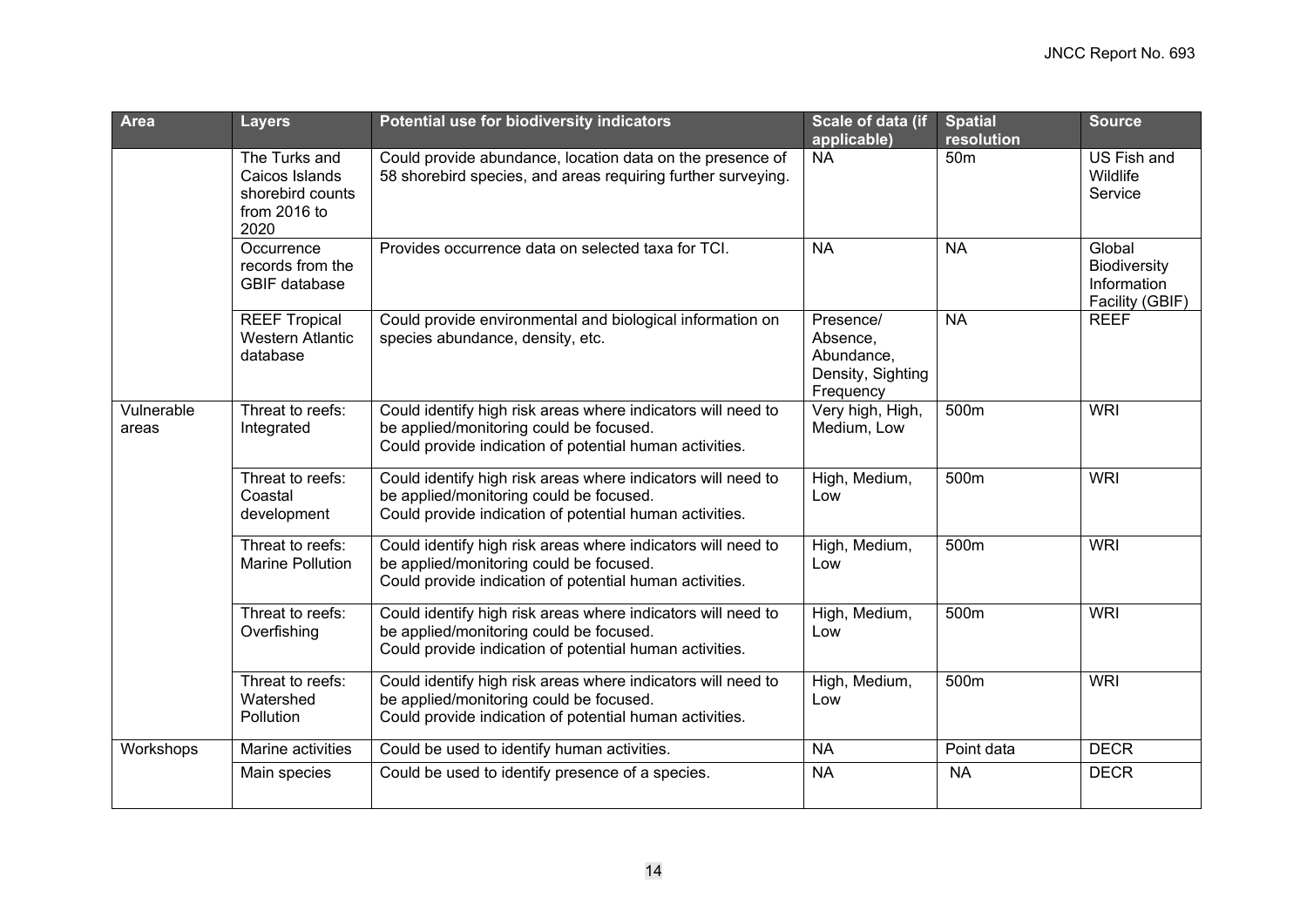| Area | Layers | Potential use for biodiversity indicators | Scale of data (if applicable) | Spatial resolution | Source |
|---|---|---|---|---|---|
| | The Turks and Caicos Islands shorebird counts from 2016 to 2020 | Could provide abundance, location data on the presence of 58 shorebird species, and areas requiring further surveying. | NA | 50m | US Fish and Wildlife Service |
| | Occurrence records from the GBIF database | Provides occurrence data on selected taxa for TCI. | NA | NA | Global Biodiversity Information Facility (GBIF) |
| | REEF Tropical Western Atlantic database | Could provide environmental and biological information on species abundance, density, etc. | Presence/ Absence, Abundance, Density, Sighting Frequency | NA | REEF |
| Vulnerable areas | Threat to reefs: Integrated | Could identify high risk areas where indicators will need to be applied/monitoring could be focused. Could provide indication of potential human activities. | Very high, High, Medium, Low | 500m | WRI |
| | Threat to reefs: Coastal development | Could identify high risk areas where indicators will need to be applied/monitoring could be focused. Could provide indication of potential human activities. | High, Medium, Low | 500m | WRI |
| | Threat to reefs: Marine Pollution | Could identify high risk areas where indicators will need to be applied/monitoring could be focused. Could provide indication of potential human activities. | High, Medium, Low | 500m | WRI |
| | Threat to reefs: Overfishing | Could identify high risk areas where indicators will need to be applied/monitoring could be focused. Could provide indication of potential human activities. | High, Medium, Low | 500m | WRI |
| | Threat to reefs: Watershed Pollution | Could identify high risk areas where indicators will need to be applied/monitoring could be focused. Could provide indication of potential human activities. | High, Medium, Low | 500m | WRI |
| Workshops | Marine activities | Could be used to identify human activities. | NA | Point data | DECR |
| | Main species | Could be used to identify presence of a species. | NA | NA | DECR |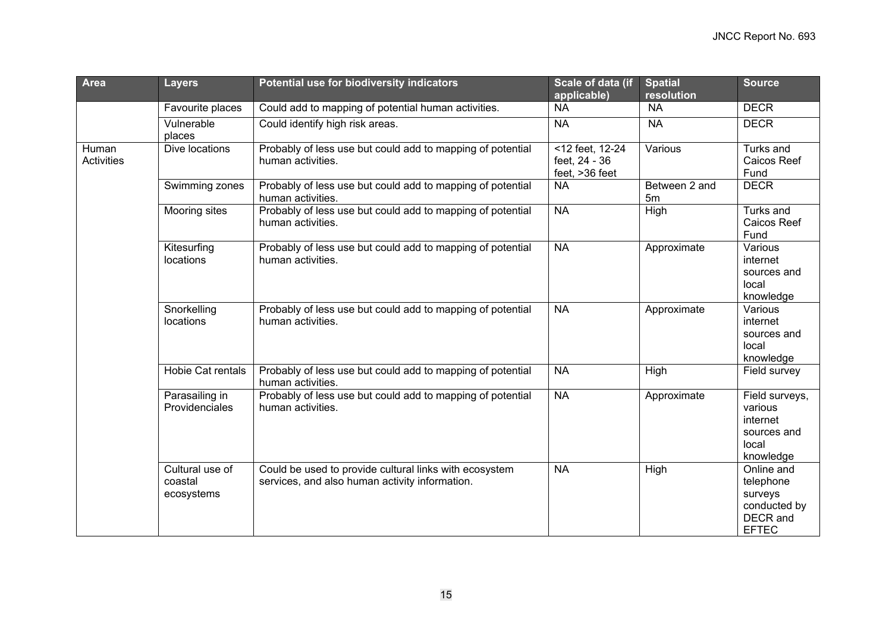| Area | Layers | Potential use for biodiversity indicators | Scale of data (if applicable) | Spatial resolution | Source |
|---|---|---|---|---|---|
| | Favourite places | Could add to mapping of potential human activities. | NA | NA | DECR |
| | Vulnerable places | Could identify high risk areas. | NA | NA | DECR |
| Human Activities | Dive locations | Probably of less use but could add to mapping of potential human activities. | <12 feet, 12-24 feet, 24 - 36 feet, >36 feet | Various | Turks and Caicos Reef Fund |
| | Swimming zones | Probably of less use but could add to mapping of potential human activities. | NA | Between 2 and 5m | DECR |
| | Mooring sites | Probably of less use but could add to mapping of potential human activities. | NA | High | Turks and Caicos Reef Fund |
| | Kitesurfing locations | Probably of less use but could add to mapping of potential human activities. | NA | Approximate | Various internet sources and local knowledge |
| | Snorkelling locations | Probably of less use but could add to mapping of potential human activities. | NA | Approximate | Various internet sources and local knowledge |
| | Hobie Cat rentals | Probably of less use but could add to mapping of potential human activities. | NA | High | Field survey |
| | Parasailing in Providenciales | Probably of less use but could add to mapping of potential human activities. | NA | Approximate | Field surveys, various internet sources and local knowledge |
| | Cultural use of coastal ecosystems | Could be used to provide cultural links with ecosystem services, and also human activity information. | NA | High | Online and telephone surveys conducted by DECR and EFTEC |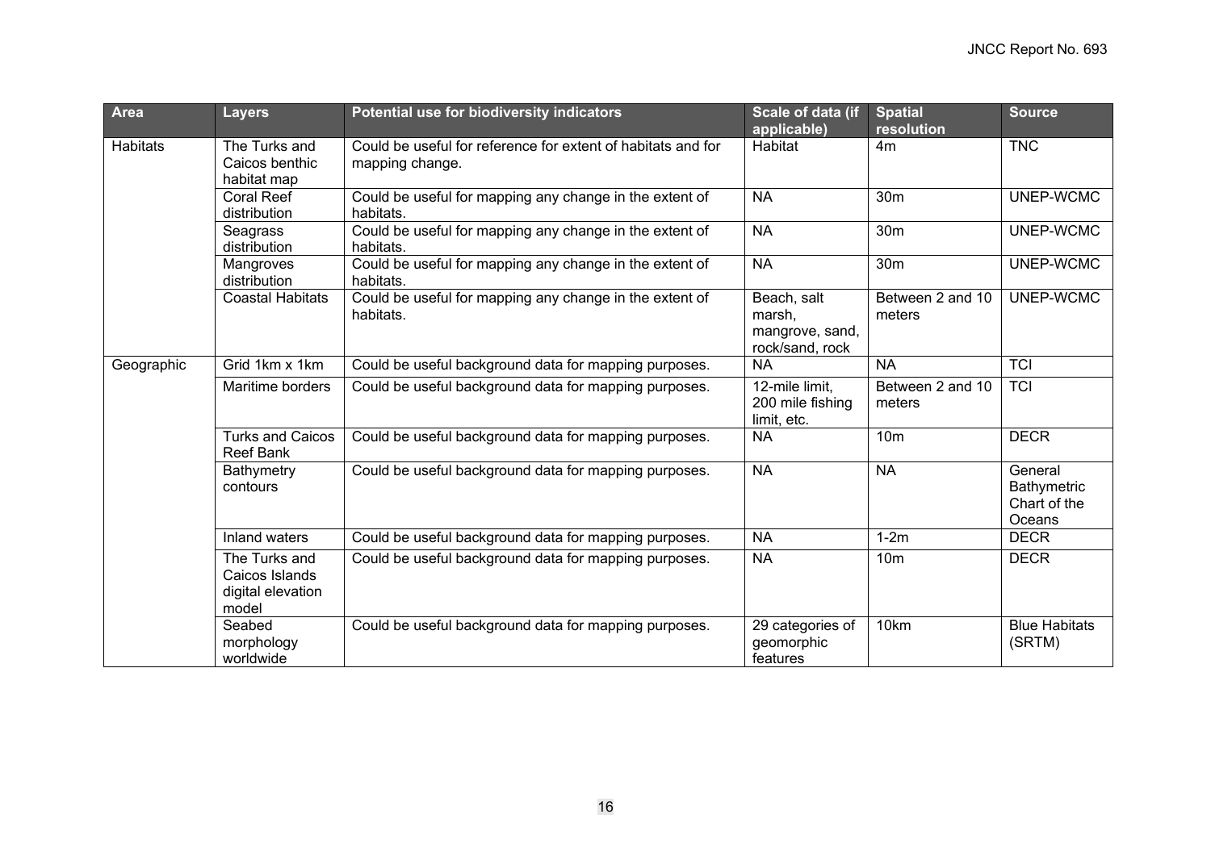| Area | Layers | Potential use for biodiversity indicators | Scale of data (if applicable) | Spatial resolution | Source |
|---|---|---|---|---|---|
| Habitats | The Turks and Caicos benthic habitat map | Could be useful for reference for extent of habitats and for mapping change. | Habitat | 4m | TNC |
| | Coral Reef distribution | Could be useful for mapping any change in the extent of habitats. | NA | 30m | UNEP-WCMC |
| | Seagrass distribution | Could be useful for mapping any change in the extent of habitats. | NA | 30m | UNEP-WCMC |
| | Mangroves distribution | Could be useful for mapping any change in the extent of habitats. | NA | 30m | UNEP-WCMC |
| | Coastal Habitats | Could be useful for mapping any change in the extent of habitats. | Beach, salt marsh, mangrove, sand, rock/sand, rock | Between 2 and 10 meters | UNEP-WCMC |
| Geographic | Grid 1km x 1km | Could be useful background data for mapping purposes. | NA | NA | TCI |
| | Maritime borders | Could be useful background data for mapping purposes. | 12-mile limit, 200 mile fishing limit, etc. | Between 2 and 10 meters | TCI |
| | Turks and Caicos Reef Bank | Could be useful background data for mapping purposes. | NA | 10m | DECR |
| | Bathymetry contours | Could be useful background data for mapping purposes. | NA | NA | General Bathymetric Chart of the Oceans |
| | Inland waters | Could be useful background data for mapping purposes. | NA | 1-2m | DECR |
| | The Turks and Caicos Islands digital elevation model | Could be useful background data for mapping purposes. | NA | 10m | DECR |
| | Seabed morphology worldwide | Could be useful background data for mapping purposes. | 29 categories of geomorphic features | 10km | Blue Habitats (SRTM) |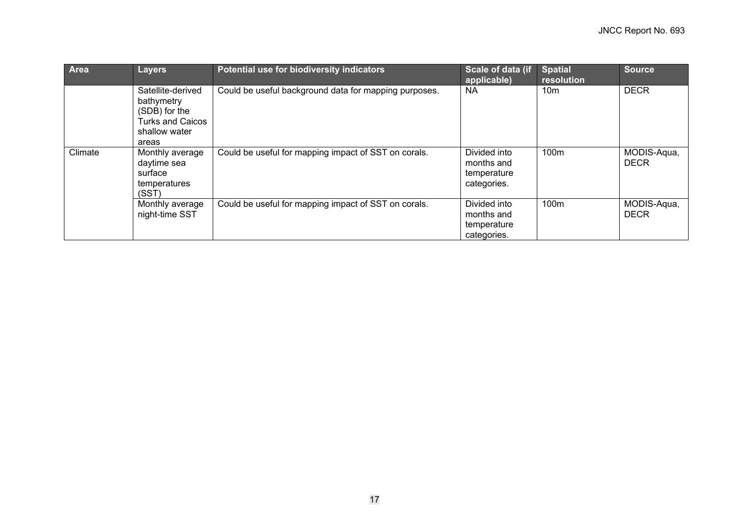| Area | Layers | Potential use for biodiversity indicators | Scale of data (if applicable) | Spatial resolution | Source |
| --- | --- | --- | --- | --- | --- |
| | Satellite-derived bathymetry (SDB) for the Turks and Caicos shallow water areas | Could be useful background data for mapping purposes. | NA | 10m | DECR |
| Climate | Monthly average daytime sea surface temperatures (SST) | Could be useful for mapping impact of SST on corals. | Divided into months and temperature categories. | 100m | MODIS-Aqua, DECR |
| | Monthly average night-time SST | Could be useful for mapping impact of SST on corals. | Divided into months and temperature categories. | 100m | MODIS-Aqua, DECR |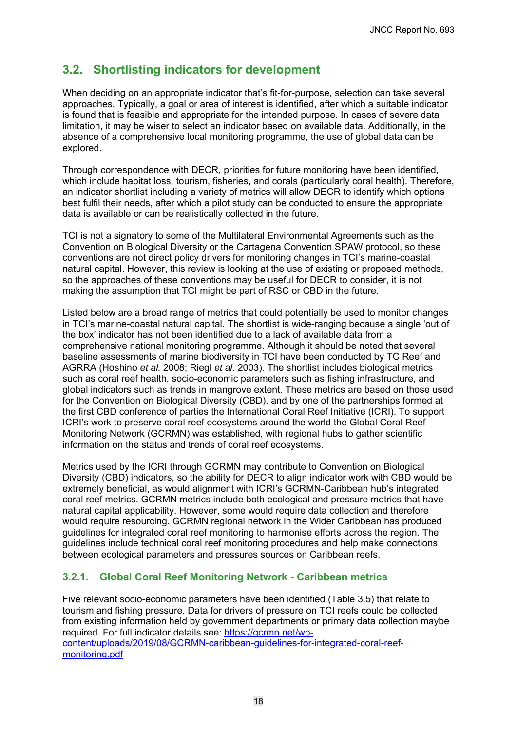## 3.2. Shortlisting indicators for development

When deciding on an appropriate indicator that's fit-for-purpose, selection can take several approaches. Typically, a goal or area of interest is identified, after which a suitable indicator is found that is feasible and appropriate for the intended purpose. In cases of severe data limitation, it may be wiser to select an indicator based on available data. Additionally, in the absence of a comprehensive local monitoring programme, the use of global data can be explored.

Through correspondence with DECR, priorities for future monitoring have been identified, which include habitat loss, tourism, fisheries, and corals (particularly coral health). Therefore, an indicator shortlist including a variety of metrics will allow DECR to identify which options best fulfil their needs, after which a pilot study can be conducted to ensure the appropriate data is available or can be realistically collected in the future.

TCI is not a signatory to some of the Multilateral Environmental Agreements such as the Convention on Biological Diversity or the Cartagena Convention SPAW protocol, so these conventions are not direct policy drivers for monitoring changes in TCI's marine-coastal natural capital. However, this review is looking at the use of existing or proposed methods, so the approaches of these conventions may be useful for DECR to consider, it is not making the assumption that TCI might be part of RSC or CBD in the future.

Listed below are a broad range of metrics that could potentially be used to monitor changes in TCI's marine-coastal natural capital. The shortlist is wide-ranging because a single 'out of the box' indicator has not been identified due to a lack of available data from a comprehensive national monitoring programme. Although it should be noted that several baseline assessments of marine biodiversity in TCI have been conducted by TC Reef and AGRRA (Hoshino *et al.* 2008; Riegl *et al.* 2003). The shortlist includes biological metrics such as coral reef health, socio-economic parameters such as fishing infrastructure, and global indicators such as trends in mangrove extent. These metrics are based on those used for the Convention on Biological Diversity (CBD), and by one of the partnerships formed at the first CBD conference of parties the International Coral Reef Initiative (ICRI). To support ICRI's work to preserve coral reef ecosystems around the world the Global Coral Reef Monitoring Network (GCRMN) was established, with regional hubs to gather scientific information on the status and trends of coral reef ecosystems.

Metrics used by the ICRI through GCRMN may contribute to Convention on Biological Diversity (CBD) indicators, so the ability for DECR to align indicator work with CBD would be extremely beneficial, as would alignment with ICRI's GCRMN-Caribbean hub's integrated coral reef metrics. GCRMN metrics include both ecological and pressure metrics that have natural capital applicability. However, some would require data collection and therefore would require resourcing. GCRMN regional network in the Wider Caribbean has produced guidelines for integrated coral reef monitoring to harmonise efforts across the region. The guidelines include technical coral reef monitoring procedures and help make connections between ecological parameters and pressures sources on Caribbean reefs.

### 3.2.1. Global Coral Reef Monitoring Network - Caribbean metrics

Five relevant socio-economic parameters have been identified (Table 3.5) that relate to tourism and fishing pressure. Data for drivers of pressure on TCI reefs could be collected from existing information held by government departments or primary data collection maybe required. For full indicator details see: [https://gcrmn.net/wp-content/uploads/2019/08/GCRMN-caribbean-guidelines-for-integrated-coral-reef-monitoring.pdf](https://gcrmn.net/wp-content/uploads/2019/08/GCRMN-caribbean-guidelines-for-integrated-coral-reef-monitoring.pdf)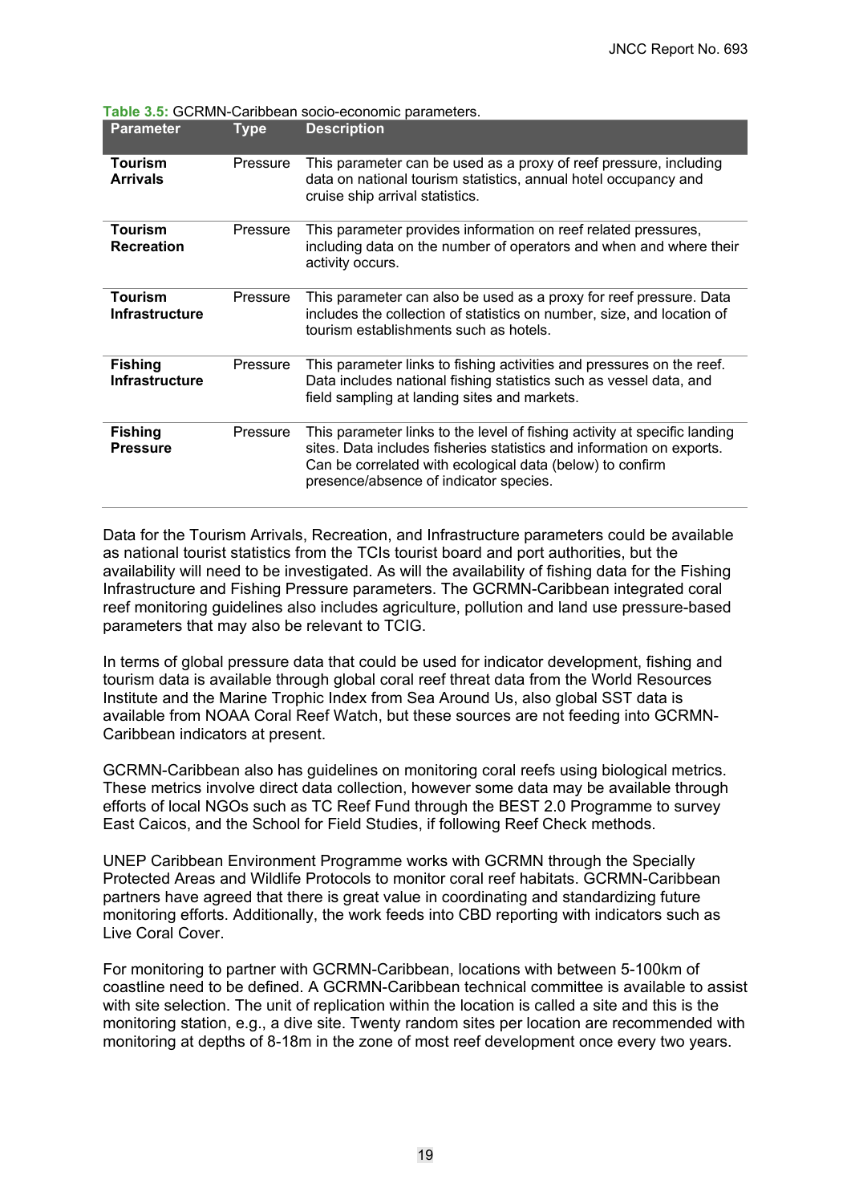**Table 3.5:** GCRMN-Caribbean socio-economic parameters.

| Parameter | Type | Description |
|---|---|---|
| **Tourism Arrivals** | Pressure | This parameter can be used as a proxy of reef pressure, including data on national tourism statistics, annual hotel occupancy and cruise ship arrival statistics. |
| **Tourism Recreation** | Pressure | This parameter provides information on reef related pressures, including data on the number of operators and when and where their activity occurs. |
| **Tourism Infrastructure** | Pressure | This parameter can also be used as a proxy for reef pressure. Data includes the collection of statistics on number, size, and location of tourism establishments such as hotels. |
| **Fishing Infrastructure** | Pressure | This parameter links to fishing activities and pressures on the reef. Data includes national fishing statistics such as vessel data, and field sampling at landing sites and markets. |
| **Fishing Pressure** | Pressure | This parameter links to the level of fishing activity at specific landing sites. Data includes fisheries statistics and information on exports. Can be correlated with ecological data (below) to confirm presence/absence of indicator species. |

Data for the Tourism Arrivals, Recreation, and Infrastructure parameters could be available as national tourist statistics from the TCIs tourist board and port authorities, but the availability will need to be investigated. As will the availability of fishing data for the Fishing Infrastructure and Fishing Pressure parameters. The GCRMN-Caribbean integrated coral reef monitoring guidelines also includes agriculture, pollution and land use pressure-based parameters that may also be relevant to TCIG.

In terms of global pressure data that could be used for indicator development, fishing and tourism data is available through global coral reef threat data from the World Resources Institute and the Marine Trophic Index from Sea Around Us, also global SST data is available from NOAA Coral Reef Watch, but these sources are not feeding into GCRMN-Caribbean indicators at present.

GCRMN-Caribbean also has guidelines on monitoring coral reefs using biological metrics. These metrics involve direct data collection, however some data may be available through efforts of local NGOs such as TC Reef Fund through the BEST 2.0 Programme to survey East Caicos, and the School for Field Studies, if following Reef Check methods.

UNEP Caribbean Environment Programme works with GCRMN through the Specially Protected Areas and Wildlife Protocols to monitor coral reef habitats. GCRMN-Caribbean partners have agreed that there is great value in coordinating and standardizing future monitoring efforts. Additionally, the work feeds into CBD reporting with indicators such as Live Coral Cover.

For monitoring to partner with GCRMN-Caribbean, locations with between 5-100km of coastline need to be defined. A GCRMN-Caribbean technical committee is available to assist with site selection. The unit of replication within the location is called a site and this is the monitoring station, e.g., a dive site. Twenty random sites per location are recommended with monitoring at depths of 8-18m in the zone of most reef development once every two years.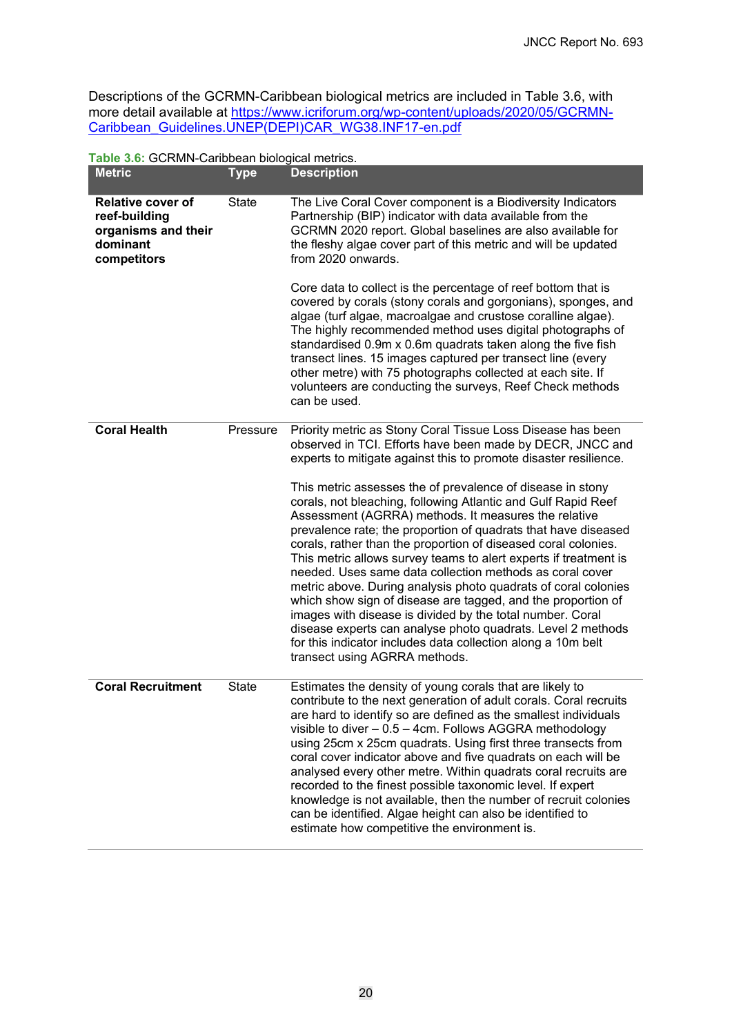Descriptions of the GCRMN-Caribbean biological metrics are included in Table 3.6, with more detail available at [https://www.icriforum.org/wp-content/uploads/2020/05/GCRMN-Caribbean_Guidelines.UNEP(DEPI)CAR_WG38.INF17-en.pdf](https://www.icriforum.org/wp-content/uploads/2020/05/GCRMN-Caribbean_Guidelines.UNEP(DEPI)CAR_WG38.INF17-en.pdf)

**Table 3.6:** GCRMN-Caribbean biological metrics.

| Metric | Type | Description |
|---|---|---|
| **Relative cover of reef-building organisms and their dominant competitors** | State | The Live Coral Cover component is a Biodiversity Indicators Partnership (BIP) indicator with data available from the GCRMN 2020 report. Global baselines are also available for the fleshy algae cover part of this metric and will be updated from 2020 onwards.<br><br>Core data to collect is the percentage of reef bottom that is covered by corals (stony corals and gorgonians), sponges, and algae (turf algae, macroalgae and crustose coralline algae). The highly recommended method uses digital photographs of standardised 0.9m x 0.6m quadrats taken along the five fish transect lines. 15 images captured per transect line (every other metre) with 75 photographs collected at each site. If volunteers are conducting the surveys, Reef Check methods can be used. |
| **Coral Health** | Pressure | Priority metric as Stony Coral Tissue Loss Disease has been observed in TCI. Efforts have been made by DECR, JNCC and experts to mitigate against this to promote disaster resilience.<br><br>This metric assesses the of prevalence of disease in stony corals, not bleaching, following Atlantic and Gulf Rapid Reef Assessment (AGRRA) methods. It measures the relative prevalence rate; the proportion of quadrats that have diseased corals, rather than the proportion of diseased coral colonies. This metric allows survey teams to alert experts if treatment is needed. Uses same data collection methods as coral cover metric above. During analysis photo quadrats of coral colonies which show sign of disease are tagged, and the proportion of images with disease is divided by the total number. Coral disease experts can analyse photo quadrats. Level 2 methods for this indicator includes data collection along a 10m belt transect using AGRRA methods. |
| **Coral Recruitment** | State | Estimates the density of young corals that are likely to contribute to the next generation of adult corals. Coral recruits are hard to identify so are defined as the smallest individuals visible to diver – 0.5 – 4cm. Follows AGGRA methodology using 25cm x 25cm quadrats. Using first three transects from coral cover indicator above and five quadrats on each will be analysed every other metre. Within quadrats coral recruits are recorded to the finest possible taxonomic level. If expert knowledge is not available, then the number of recruit colonies can be identified. Algae height can also be identified to estimate how competitive the environment is. |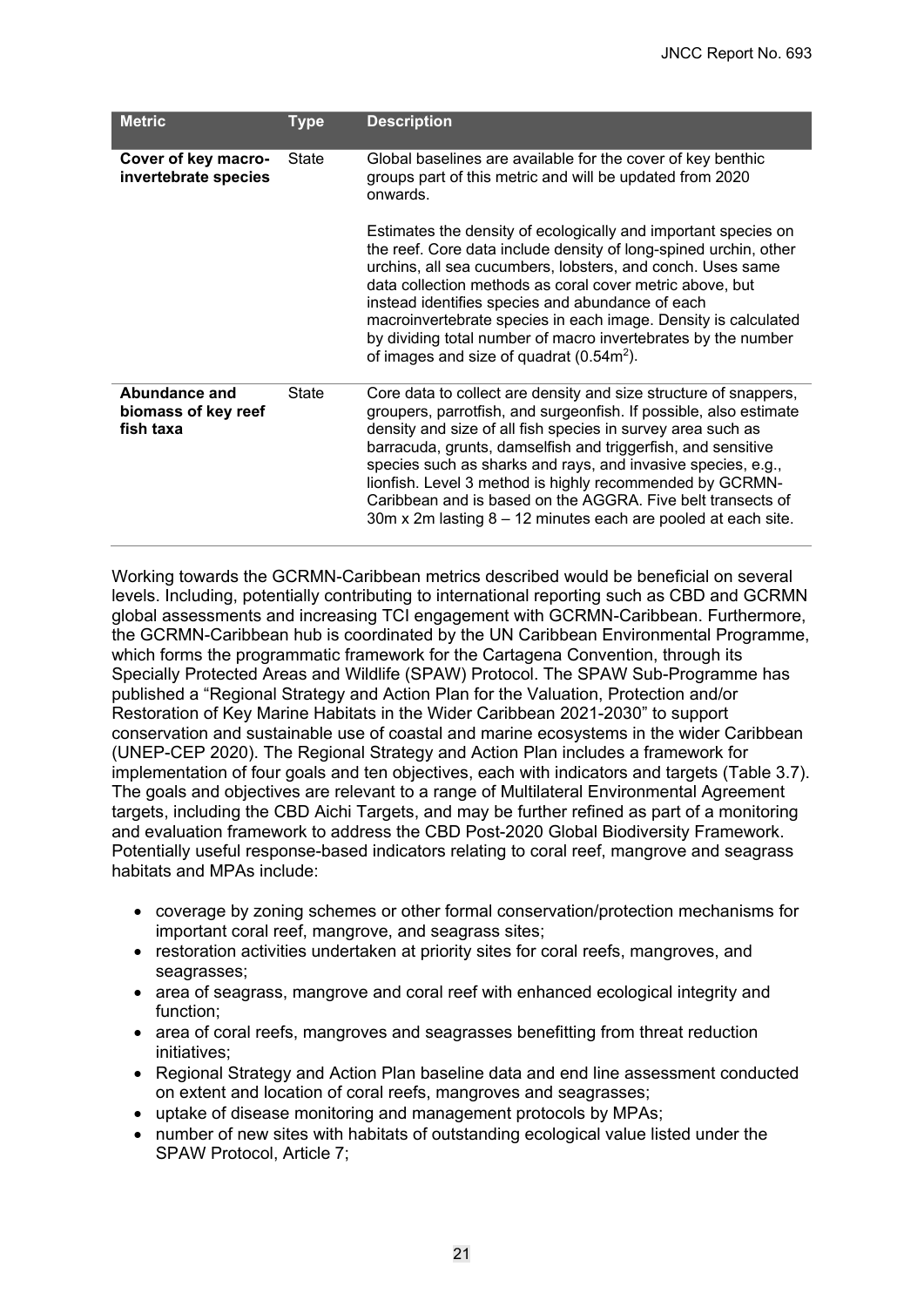| Metric | Type | Description |
| --- | --- | --- |
| **Cover of key macro-invertebrate species** | State | Global baselines are available for the cover of key benthic groups part of this metric and will be updated from 2020 onwards.<br><br>Estimates the density of ecologically and important species on the reef. Core data include density of long-spined urchin, other urchins, all sea cucumbers, lobsters, and conch. Uses same data collection methods as coral cover metric above, but instead identifies species and abundance of each macroinvertebrate species in each image. Density is calculated by dividing total number of macro invertebrates by the number of images and size of quadrat ($0.54m^2$). |
| **Abundance and biomass of key reef fish taxa** | State | Core data to collect are density and size structure of snappers, groupers, parrotfish, and surgeonfish. If possible, also estimate density and size of all fish species in survey area such as barracuda, grunts, damselfish and triggerfish, and sensitive species such as sharks and rays, and invasive species, e.g., lionfish. Level 3 method is highly recommended by GCRMN-Caribbean and is based on the AGGRA. Five belt transects of 30m x 2m lasting 8 – 12 minutes each are pooled at each site. |

Working towards the GCRMN-Caribbean metrics described would be beneficial on several levels. Including, potentially contributing to international reporting such as CBD and GCRMN global assessments and increasing TCI engagement with GCRMN-Caribbean. Furthermore, the GCRMN-Caribbean hub is coordinated by the UN Caribbean Environmental Programme, which forms the programmatic framework for the Cartagena Convention, through its Specially Protected Areas and Wildlife (SPAW) Protocol. The SPAW Sub-Programme has published a "Regional Strategy and Action Plan for the Valuation, Protection and/or Restoration of Key Marine Habitats in the Wider Caribbean 2021-2030" to support conservation and sustainable use of coastal and marine ecosystems in the wider Caribbean (UNEP-CEP 2020). The Regional Strategy and Action Plan includes a framework for implementation of four goals and ten objectives, each with indicators and targets (Table 3.7). The goals and objectives are relevant to a range of Multilateral Environmental Agreement targets, including the CBD Aichi Targets, and may be further refined as part of a monitoring and evaluation framework to address the CBD Post-2020 Global Biodiversity Framework. Potentially useful response-based indicators relating to coral reef, mangrove and seagrass habitats and MPAs include:

- coverage by zoning schemes or other formal conservation/protection mechanisms for important coral reef, mangrove, and seagrass sites;
- restoration activities undertaken at priority sites for coral reefs, mangroves, and seagrasses;
- area of seagrass, mangrove and coral reef with enhanced ecological integrity and function;
- area of coral reefs, mangroves and seagrasses benefitting from threat reduction initiatives;
- Regional Strategy and Action Plan baseline data and end line assessment conducted on extent and location of coral reefs, mangroves and seagrasses;
- uptake of disease monitoring and management protocols by MPAs;
- number of new sites with habitats of outstanding ecological value listed under the SPAW Protocol, Article 7;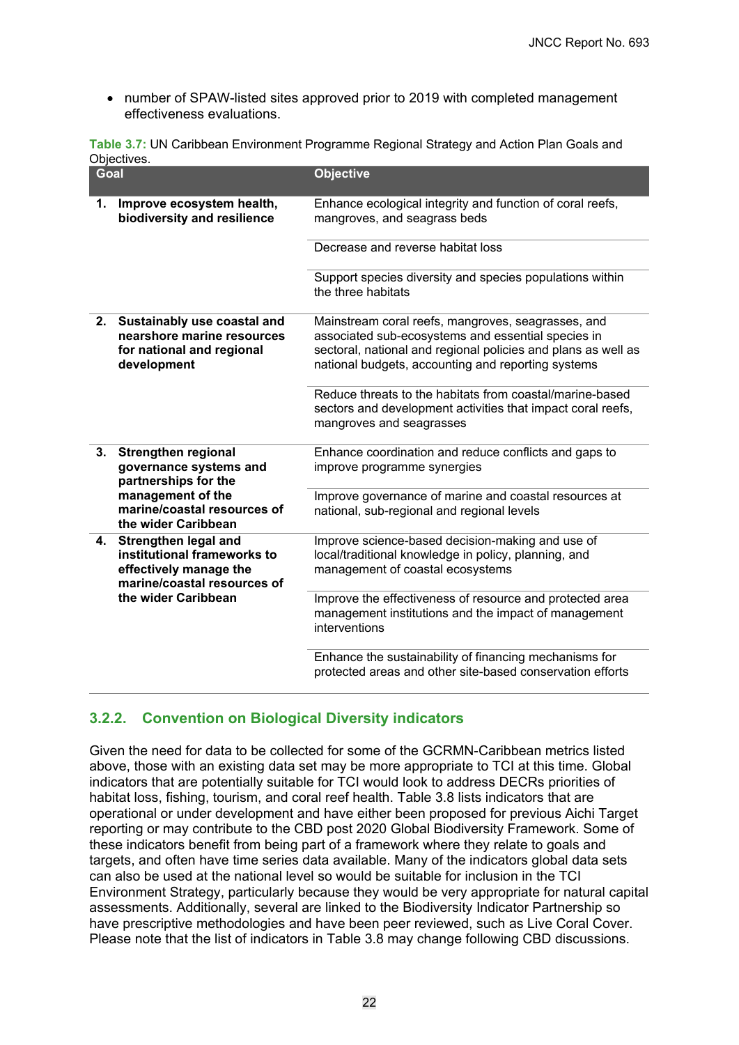- number of SPAW-listed sites approved prior to 2019 with completed management effectiveness evaluations.

**Table 3.7:** UN Caribbean Environment Programme Regional Strategy and Action Plan Goals and Objectives.

| Goal | Objective |
|---|---|
| **1. Improve ecosystem health, biodiversity and resilience** | Enhance ecological integrity and function of coral reefs, mangroves, and seagrass beds |
| | Decrease and reverse habitat loss |
| | Support species diversity and species populations within the three habitats |
| **2. Sustainably use coastal and nearshore marine resources for national and regional development** | Mainstream coral reefs, mangroves, seagrasses, and associated sub-ecosystems and essential species in sectoral, national and regional policies and plans as well as national budgets, accounting and reporting systems |
| | Reduce threats to the habitats from coastal/marine-based sectors and development activities that impact coral reefs, mangroves and seagrasses |
| **3. Strengthen regional governance systems and partnerships for the management of the marine/coastal resources of the wider Caribbean** | Enhance coordination and reduce conflicts and gaps to improve programme synergies |
| | Improve governance of marine and coastal resources at national, sub-regional and regional levels |
| **4. Strengthen legal and institutional frameworks to effectively manage the marine/coastal resources of the wider Caribbean** | Improve science-based decision-making and use of local/traditional knowledge in policy, planning, and management of coastal ecosystems |
| | Improve the effectiveness of resource and protected area management institutions and the impact of management interventions |
| | Enhance the sustainability of financing mechanisms for protected areas and other site-based conservation efforts |

### 3.2.2. Convention on Biological Diversity indicators

Given the need for data to be collected for some of the GCRMN-Caribbean metrics listed above, those with an existing data set may be more appropriate to TCI at this time. Global indicators that are potentially suitable for TCI would look to address DECRs priorities of habitat loss, fishing, tourism, and coral reef health. Table 3.8 lists indicators that are operational or under development and have either been proposed for previous Aichi Target reporting or may contribute to the CBD post 2020 Global Biodiversity Framework. Some of these indicators benefit from being part of a framework where they relate to goals and targets, and often have time series data available. Many of the indicators global data sets can also be used at the national level so would be suitable for inclusion in the TCI Environment Strategy, particularly because they would be very appropriate for natural capital assessments. Additionally, several are linked to the Biodiversity Indicator Partnership so have prescriptive methodologies and have been peer reviewed, such as Live Coral Cover. Please note that the list of indicators in Table 3.8 may change following CBD discussions.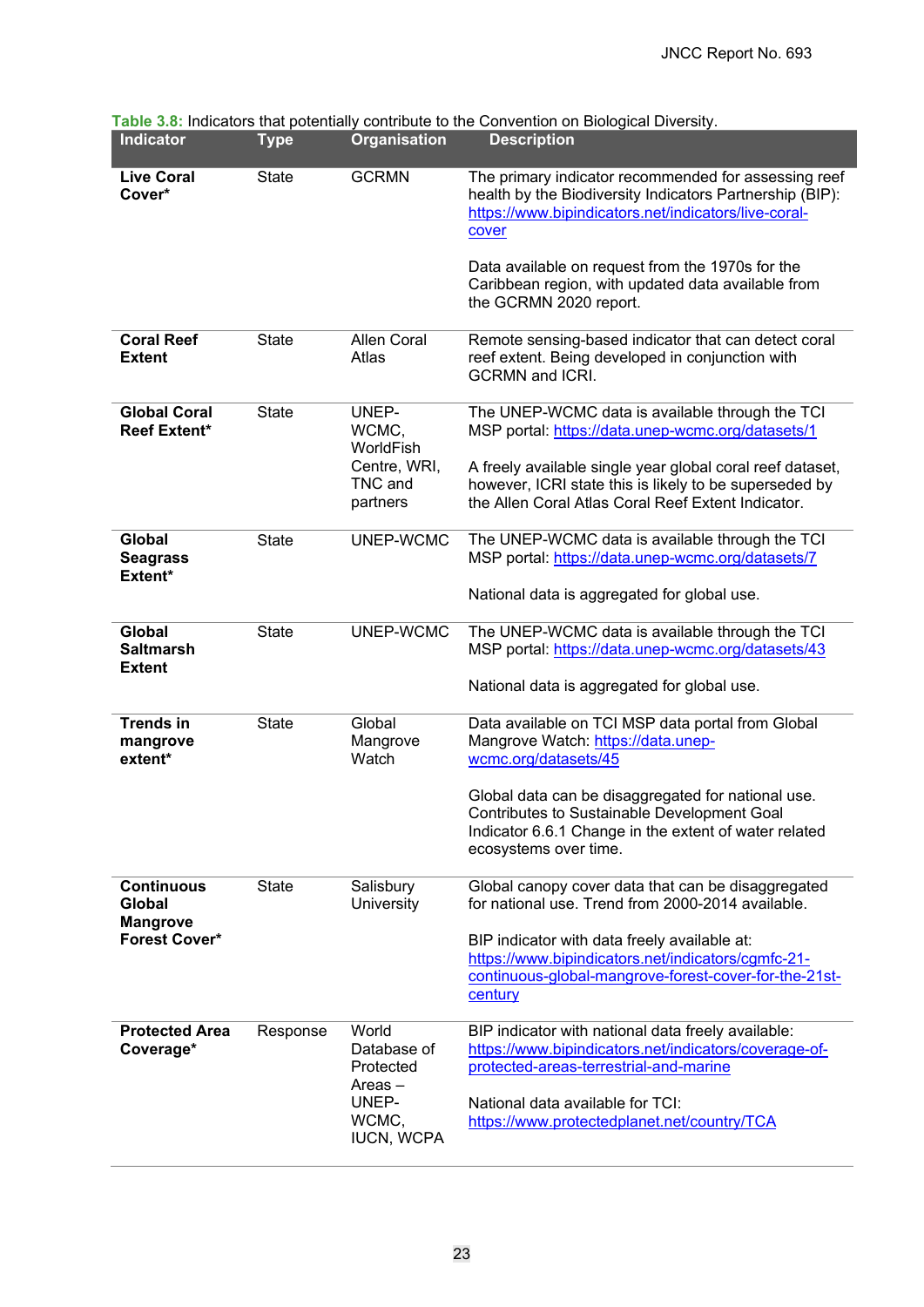**Table 3.8:** Indicators that potentially contribute to the Convention on Biological Diversity.

| Indicator | Type | Organisation | Description |
| --- | --- | --- | --- |
| **Live Coral Cover*** | State | GCRMN | The primary indicator recommended for assessing reef health by the Biodiversity Indicators Partnership (BIP): https://www.bipindicators.net/indicators/live-coral-cover<br><br>Data available on request from the 1970s for the Caribbean region, with updated data available from the GCRMN 2020 report. |
| **Coral Reef Extent** | State | Allen Coral Atlas | Remote sensing-based indicator that can detect coral reef extent. Being developed in conjunction with GCRMN and ICRI. |
| **Global Coral Reef Extent*** | State | UNEP-WCMC, WorldFish Centre, WRI, TNC and partners | The UNEP-WCMC data is available through the TCI MSP portal: https://data.unep-wcmc.org/datasets/1<br><br>A freely available single year global coral reef dataset, however, ICRI state this is likely to be superseded by the Allen Coral Atlas Coral Reef Extent Indicator. |
| **Global Seagrass Extent*** | State | UNEP-WCMC | The UNEP-WCMC data is available through the TCI MSP portal: https://data.unep-wcmc.org/datasets/7<br><br>National data is aggregated for global use. |
| **Global Saltmarsh Extent** | State | UNEP-WCMC | The UNEP-WCMC data is available through the TCI MSP portal: https://data.unep-wcmc.org/datasets/43<br><br>National data is aggregated for global use. |
| **Trends in mangrove extent*** | State | Global Mangrove Watch | Data available on TCI MSP data portal from Global Mangrove Watch: https://data.unep-wcmc.org/datasets/45<br><br>Global data can be disaggregated for national use. Contributes to Sustainable Development Goal Indicator 6.6.1 Change in the extent of water related ecosystems over time. |
| **Continuous Global Mangrove Forest Cover*** | State | Salisbury University | Global canopy cover data that can be disaggregated for national use. Trend from 2000-2014 available.<br><br>BIP indicator with data freely available at: https://www.bipindicators.net/indicators/cgmfc-21-continuous-global-mangrove-forest-cover-for-the-21st-century |
| **Protected Area Coverage*** | Response | World Database of Protected Areas – UNEP-WCMC, IUCN, WCPA | BIP indicator with national data freely available: https://www.bipindicators.net/indicators/coverage-of-protected-areas-terrestrial-and-marine<br><br>National data available for TCI: https://www.protectedplanet.net/country/TCA |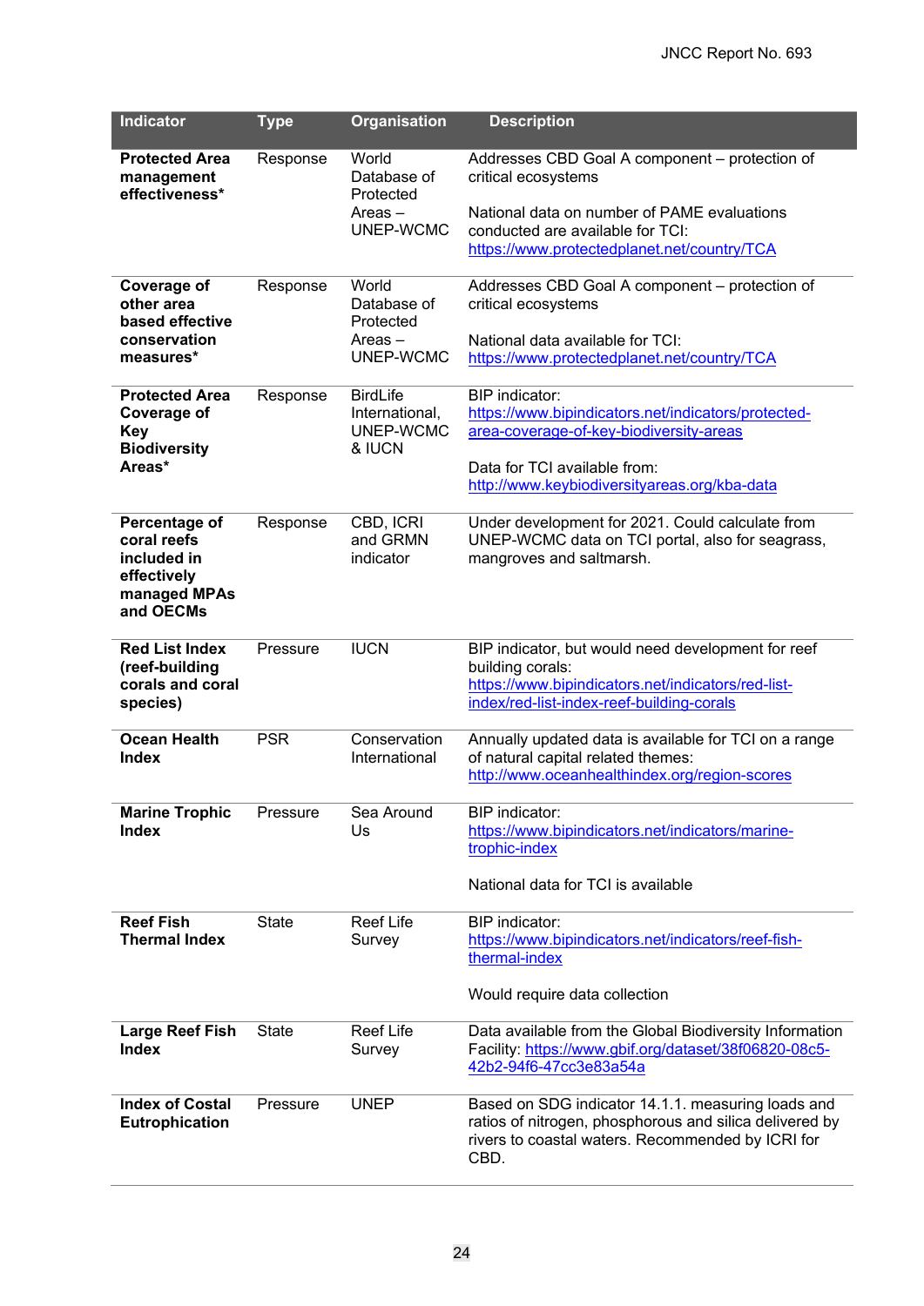| Indicator | Type | Organisation | Description |
|---|---|---|---|
| **Protected Area management effectiveness*** | Response | World Database of Protected Areas – UNEP-WCMC | Addresses CBD Goal A component – protection of critical ecosystems<br><br>National data on number of PAME evaluations conducted are available for TCI: https://www.protectedplanet.net/country/TCA |
| **Coverage of other area based effective conservation measures*** | Response | World Database of Protected Areas – UNEP-WCMC | Addresses CBD Goal A component – protection of critical ecosystems<br><br>National data available for TCI: https://www.protectedplanet.net/country/TCA |
| **Protected Area Coverage of Key Biodiversity Areas*** | Response | BirdLife International, UNEP-WCMC & IUCN | BIP indicator: https://www.bipindicators.net/indicators/protected-area-coverage-of-key-biodiversity-areas<br><br>Data for TCI available from: http://www.keybiodiversityareas.org/kba-data |
| **Percentage of coral reefs included in effectively managed MPAs and OECMs** | Response | CBD, ICRI and GRMN indicator | Under development for 2021. Could calculate from UNEP-WCMC data on TCI portal, also for seagrass, mangroves and saltmarsh. |
| **Red List Index (reef-building corals and coral species)** | Pressure | IUCN | BIP indicator, but would need development for reef building corals: https://www.bipindicators.net/indicators/red-list-index/red-list-index-reef-building-corals |
| **Ocean Health Index** | PSR | Conservation International | Annually updated data is available for TCI on a range of natural capital related themes: http://www.oceanhealthindex.org/region-scores |
| **Marine Trophic Index** | Pressure | Sea Around Us | BIP indicator: https://www.bipindicators.net/indicators/marine-trophic-index<br><br>National data for TCI is available |
| **Reef Fish Thermal Index** | State | Reef Life Survey | BIP indicator: https://www.bipindicators.net/indicators/reef-fish-thermal-index<br><br>Would require data collection |
| **Large Reef Fish Index** | State | Reef Life Survey | Data available from the Global Biodiversity Information Facility: https://www.gbif.org/dataset/38f06820-08c5-42b2-94f6-47cc3e83a54a |
| **Index of Costal Eutrophication** | Pressure | UNEP | Based on SDG indicator 14.1.1. measuring loads and ratios of nitrogen, phosphorous and silica delivered by rivers to coastal waters. Recommended by ICRI for CBD. |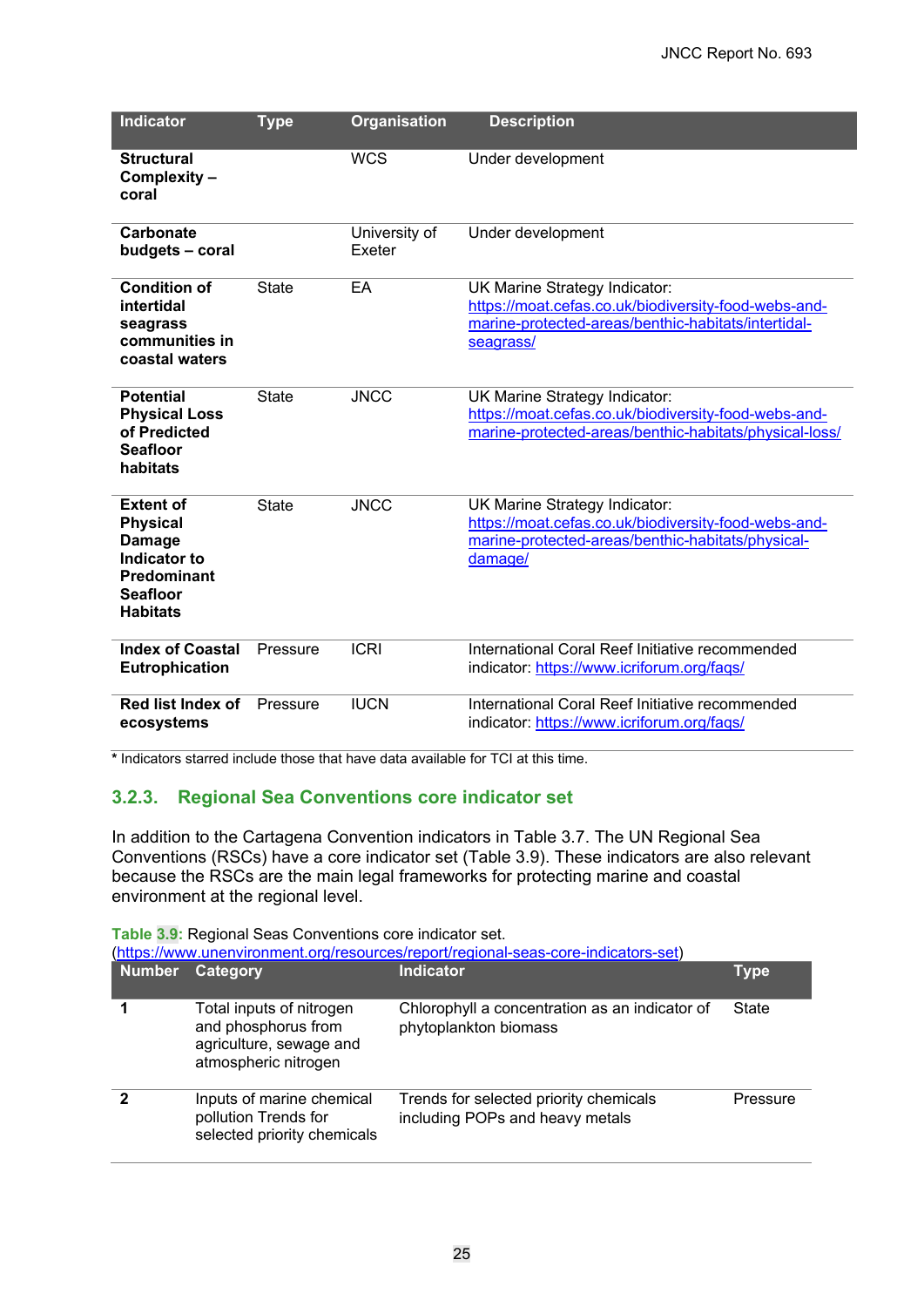| Indicator | Type | Organisation | Description |
|---|---|---|---|
| **Structural Complexity – coral** | | WCS | Under development |
| **Carbonate budgets – coral** | | University of Exeter | Under development |
| **Condition of intertidal seagrass communities in coastal waters** | State | EA | UK Marine Strategy Indicator: https://moat.cefas.co.uk/biodiversity-food-webs-and-marine-protected-areas/benthic-habitats/intertidal-seagrass/ |
| **Potential Physical Loss of Predicted Seafloor habitats** | State | JNCC | UK Marine Strategy Indicator: https://moat.cefas.co.uk/biodiversity-food-webs-and-marine-protected-areas/benthic-habitats/physical-loss/ |
| **Extent of Physical Damage Indicator to Predominant Seafloor Habitats** | State | JNCC | UK Marine Strategy Indicator: https://moat.cefas.co.uk/biodiversity-food-webs-and-marine-protected-areas/benthic-habitats/physical-damage/ |
| **Index of Coastal Eutrophication** | Pressure | ICRI | International Coral Reef Initiative recommended indicator: https://www.icriforum.org/faqs/ |
| **Red list Index of ecosystems** | Pressure | IUCN | International Coral Reef Initiative recommended indicator: https://www.icriforum.org/faqs/ |

**\*** Indicators starred include those that have data available for TCI at this time.

### 3.2.3. Regional Sea Conventions core indicator set

In addition to the Cartagena Convention indicators in Table 3.7. The UN Regional Sea Conventions (RSCs) have a core indicator set (Table 3.9). These indicators are also relevant because the RSCs are the main legal frameworks for protecting marine and coastal environment at the regional level.

**Table 3.9:** Regional Seas Conventions core indicator set. (https://www.unenvironment.org/resources/report/regional-seas-core-indicators-set)

| Number | Category | Indicator | Type |
|---|---|---|---|
| **1** | Total inputs of nitrogen and phosphorus from agriculture, sewage and atmospheric nitrogen | Chlorophyll a concentration as an indicator of phytoplankton biomass | State |
| **2** | Inputs of marine chemical pollution Trends for selected priority chemicals | Trends for selected priority chemicals including POPs and heavy metals | Pressure |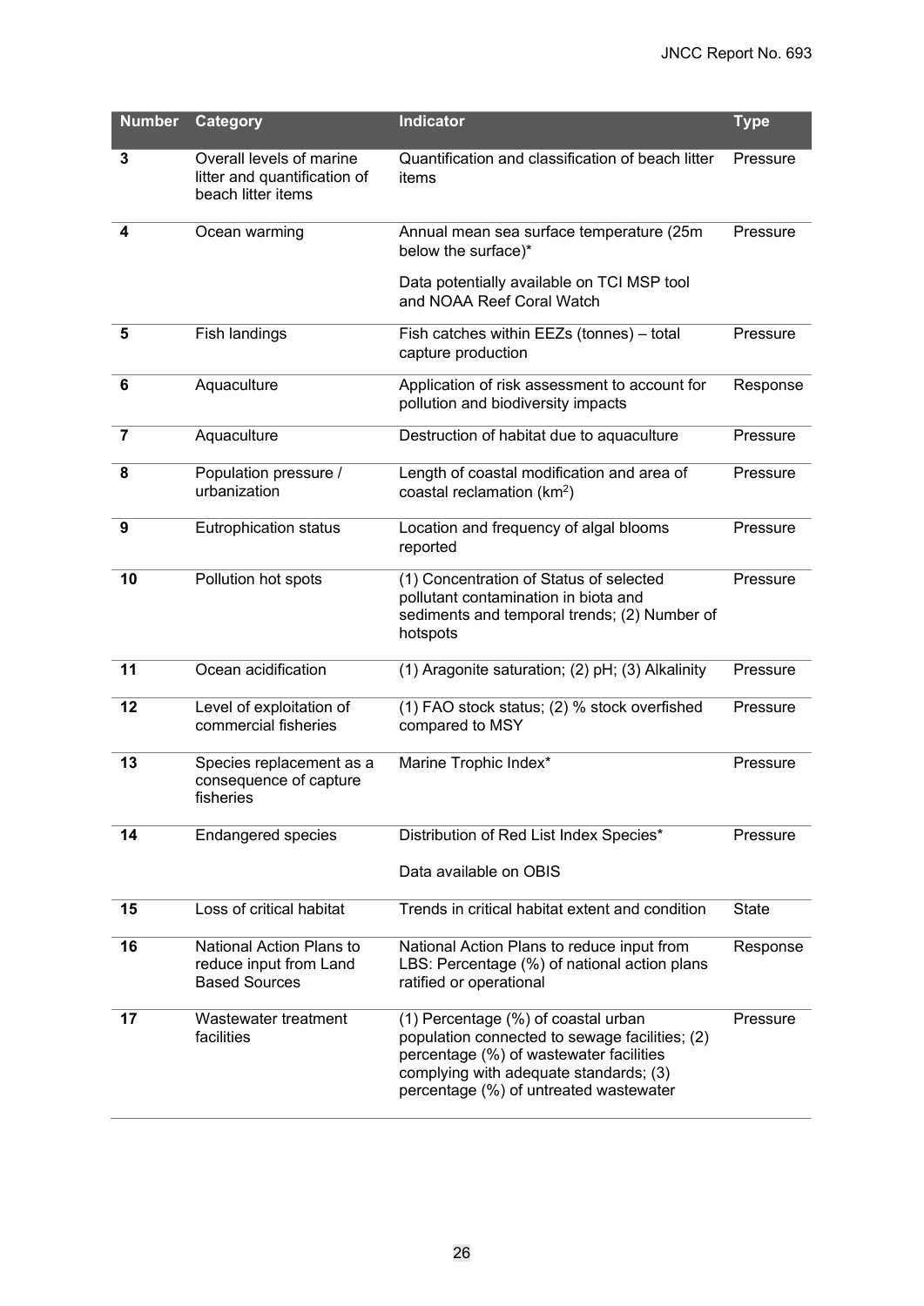| Number | Category | Indicator | Type |
|---|---|---|---|
| 3 | Overall levels of marine litter and quantification of beach litter items | Quantification and classification of beach litter items | Pressure |
| 4 | Ocean warming | Annual mean sea surface temperature (25m below the surface)*<br><br>Data potentially available on TCI MSP tool and NOAA Reef Coral Watch | Pressure |
| 5 | Fish landings | Fish catches within EEZs (tonnes) – total capture production | Pressure |
| 6 | Aquaculture | Application of risk assessment to account for pollution and biodiversity impacts | Response |
| 7 | Aquaculture | Destruction of habitat due to aquaculture | Pressure |
| 8 | Population pressure / urbanization | Length of coastal modification and area of coastal reclamation ($km^2$) | Pressure |
| 9 | Eutrophication status | Location and frequency of algal blooms reported | Pressure |
| 10 | Pollution hot spots | (1) Concentration of Status of selected pollutant contamination in biota and sediments and temporal trends; (2) Number of hotspots | Pressure |
| 11 | Ocean acidification | (1) Aragonite saturation; (2) pH; (3) Alkalinity | Pressure |
| 12 | Level of exploitation of commercial fisheries | (1) FAO stock status; (2) % stock overfished compared to MSY | Pressure |
| 13 | Species replacement as a consequence of capture fisheries | Marine Trophic Index* | Pressure |
| 14 | Endangered species | Distribution of Red List Index Species*<br><br>Data available on OBIS | Pressure |
| 15 | Loss of critical habitat | Trends in critical habitat extent and condition | State |
| 16 | National Action Plans to reduce input from Land Based Sources | National Action Plans to reduce input from LBS: Percentage (%) of national action plans ratified or operational | Response |
| 17 | Wastewater treatment facilities | (1) Percentage (%) of coastal urban population connected to sewage facilities; (2) percentage (%) of wastewater facilities complying with adequate standards; (3) percentage (%) of untreated wastewater | Pressure |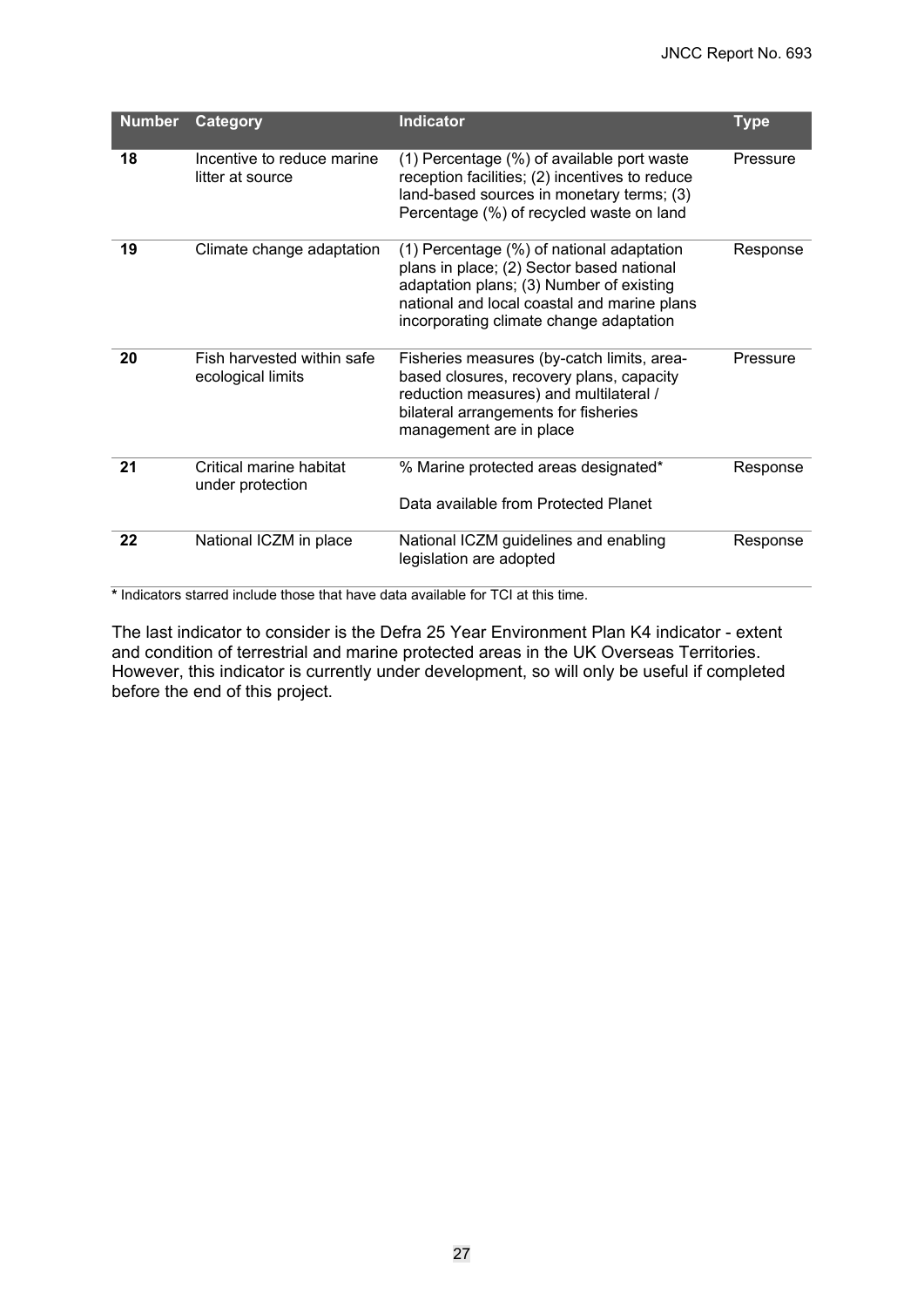| Number | Category | Indicator | Type |
|---|---|---|---|
| **18** | Incentive to reduce marine litter at source | (1) Percentage (%) of available port waste reception facilities; (2) incentives to reduce land-based sources in monetary terms; (3) Percentage (%) of recycled waste on land | Pressure |
| **19** | Climate change adaptation | (1) Percentage (%) of national adaptation plans in place; (2) Sector based national adaptation plans; (3) Number of existing national and local coastal and marine plans incorporating climate change adaptation | Response |
| **20** | Fish harvested within safe ecological limits | Fisheries measures (by-catch limits, area-based closures, recovery plans, capacity reduction measures) and multilateral / bilateral arrangements for fisheries management are in place | Pressure |
| **21** | Critical marine habitat under protection | % Marine protected areas designated*<br><br>Data available from Protected Planet | Response |
| **22** | National ICZM in place | National ICZM guidelines and enabling legislation are adopted | Response |

**\*** Indicators starred include those that have data available for TCI at this time.

The last indicator to consider is the Defra 25 Year Environment Plan K4 indicator - extent and condition of terrestrial and marine protected areas in the UK Overseas Territories. However, this indicator is currently under development, so will only be useful if completed before the end of this project.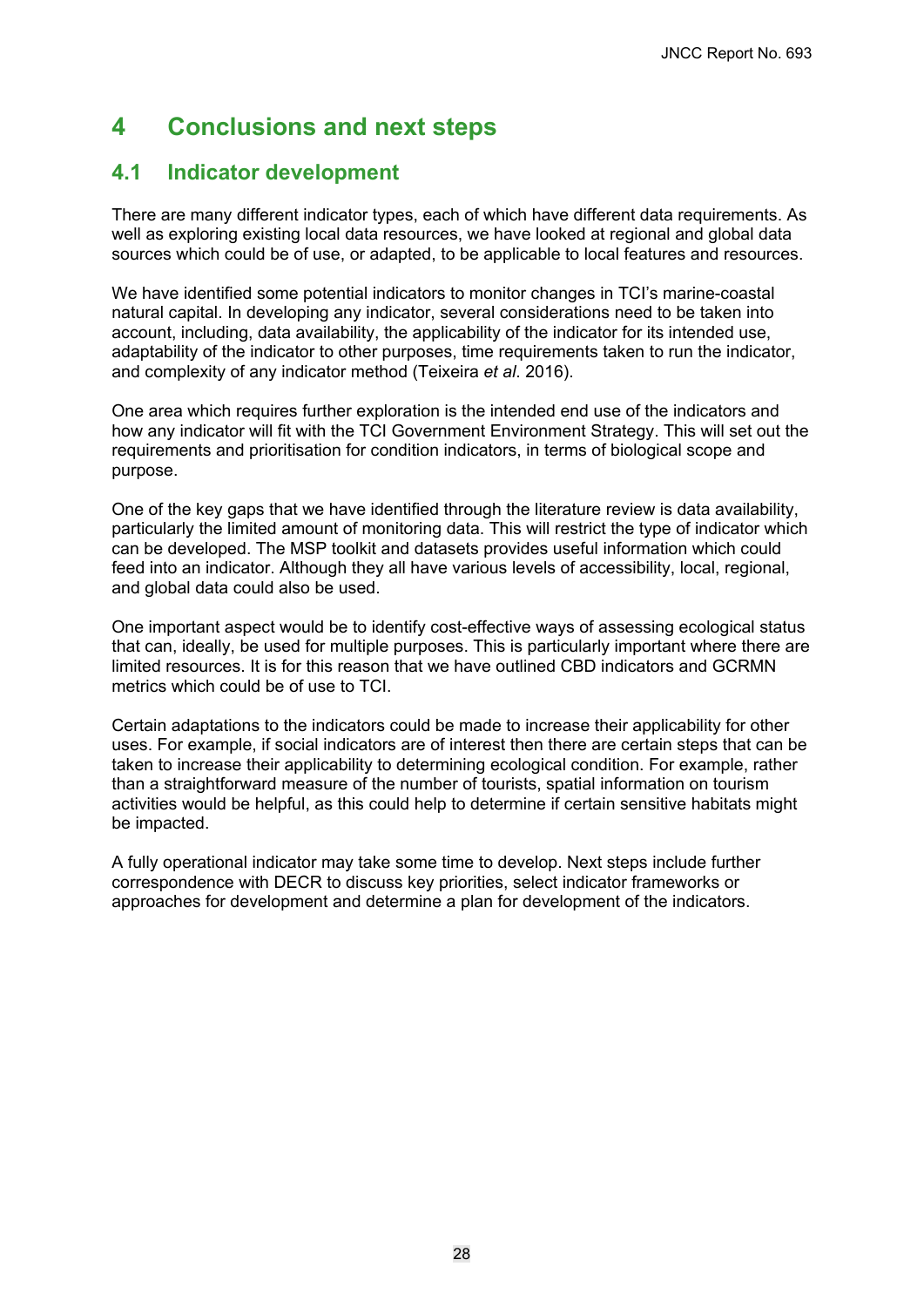# 4 Conclusions and next steps

## 4.1 Indicator development

There are many different indicator types, each of which have different data requirements. As well as exploring existing local data resources, we have looked at regional and global data sources which could be of use, or adapted, to be applicable to local features and resources.

We have identified some potential indicators to monitor changes in TCI's marine-coastal natural capital. In developing any indicator, several considerations need to be taken into account, including, data availability, the applicability of the indicator for its intended use, adaptability of the indicator to other purposes, time requirements taken to run the indicator, and complexity of any indicator method (Teixeira *et al*. 2016).

One area which requires further exploration is the intended end use of the indicators and how any indicator will fit with the TCI Government Environment Strategy. This will set out the requirements and prioritisation for condition indicators, in terms of biological scope and purpose.

One of the key gaps that we have identified through the literature review is data availability, particularly the limited amount of monitoring data. This will restrict the type of indicator which can be developed. The MSP toolkit and datasets provides useful information which could feed into an indicator. Although they all have various levels of accessibility, local, regional, and global data could also be used.

One important aspect would be to identify cost-effective ways of assessing ecological status that can, ideally, be used for multiple purposes. This is particularly important where there are limited resources. It is for this reason that we have outlined CBD indicators and GCRMN metrics which could be of use to TCI.

Certain adaptations to the indicators could be made to increase their applicability for other uses. For example, if social indicators are of interest then there are certain steps that can be taken to increase their applicability to determining ecological condition. For example, rather than a straightforward measure of the number of tourists, spatial information on tourism activities would be helpful, as this could help to determine if certain sensitive habitats might be impacted.

A fully operational indicator may take some time to develop. Next steps include further correspondence with DECR to discuss key priorities, select indicator frameworks or approaches for development and determine a plan for development of the indicators.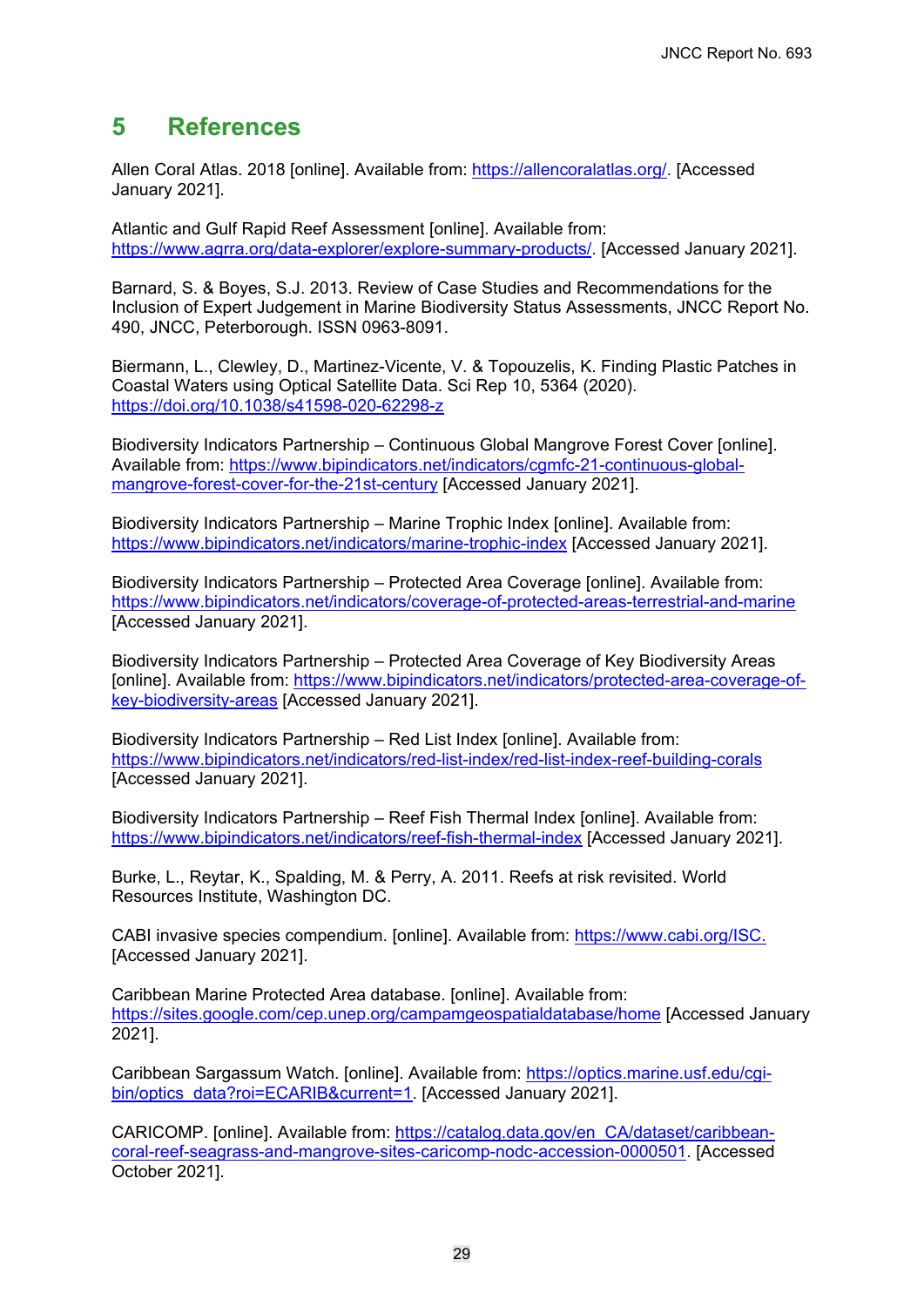# 5 References

Allen Coral Atlas. 2018 [online]. Available from: https://allencoralatlas.org/. [Accessed January 2021].

Atlantic and Gulf Rapid Reef Assessment [online]. Available from: https://www.agrra.org/data-explorer/explore-summary-products/. [Accessed January 2021].

Barnard, S. & Boyes, S.J. 2013. Review of Case Studies and Recommendations for the Inclusion of Expert Judgement in Marine Biodiversity Status Assessments, JNCC Report No. 490, JNCC, Peterborough. ISSN 0963-8091.

Biermann, L., Clewley, D., Martinez-Vicente, V. & Topouzelis, K. Finding Plastic Patches in Coastal Waters using Optical Satellite Data. Sci Rep 10, 5364 (2020). https://doi.org/10.1038/s41598-020-62298-z

Biodiversity Indicators Partnership – Continuous Global Mangrove Forest Cover [online]. Available from: https://www.bipindicators.net/indicators/cgmfc-21-continuous-global-mangrove-forest-cover-for-the-21st-century [Accessed January 2021].

Biodiversity Indicators Partnership – Marine Trophic Index [online]. Available from: https://www.bipindicators.net/indicators/marine-trophic-index [Accessed January 2021].

Biodiversity Indicators Partnership – Protected Area Coverage [online]. Available from: https://www.bipindicators.net/indicators/coverage-of-protected-areas-terrestrial-and-marine [Accessed January 2021].

Biodiversity Indicators Partnership – Protected Area Coverage of Key Biodiversity Areas [online]. Available from: https://www.bipindicators.net/indicators/protected-area-coverage-of-key-biodiversity-areas [Accessed January 2021].

Biodiversity Indicators Partnership – Red List Index [online]. Available from: https://www.bipindicators.net/indicators/red-list-index/red-list-index-reef-building-corals [Accessed January 2021].

Biodiversity Indicators Partnership – Reef Fish Thermal Index [online]. Available from: https://www.bipindicators.net/indicators/reef-fish-thermal-index [Accessed January 2021].

Burke, L., Reytar, K., Spalding, M. & Perry, A. 2011. Reefs at risk revisited. World Resources Institute, Washington DC.

CABI invasive species compendium. [online]. Available from: https://www.cabi.org/ISC. [Accessed January 2021].

Caribbean Marine Protected Area database. [online]. Available from: https://sites.google.com/cep.unep.org/campamgeospatialdatabase/home [Accessed January 2021].

Caribbean Sargassum Watch. [online]. Available from: https://optics.marine.usf.edu/cgi-bin/optics_data?roi=ECARIB&current=1. [Accessed January 2021].

CARICOMP. [online]. Available from: https://catalog.data.gov/en_CA/dataset/caribbean-coral-reef-seagrass-and-mangrove-sites-caricomp-nodc-accession-0000501. [Accessed October 2021].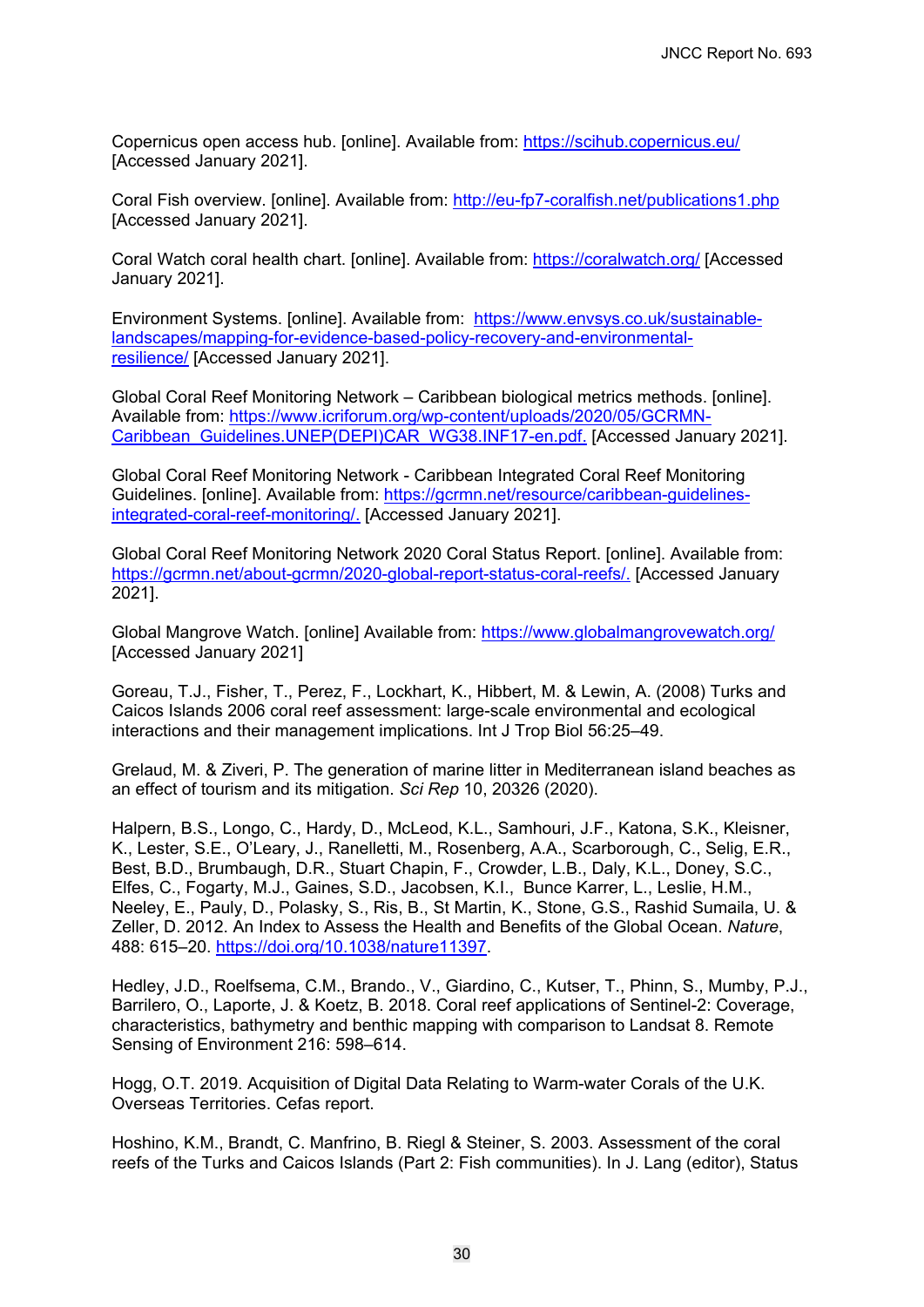Copernicus open access hub. [online]. Available from: https://scihub.copernicus.eu/ [Accessed January 2021].

Coral Fish overview. [online]. Available from: http://eu-fp7-coralfish.net/publications1.php [Accessed January 2021].

Coral Watch coral health chart. [online]. Available from: https://coralwatch.org/ [Accessed January 2021].

Environment Systems. [online]. Available from: https://www.envsys.co.uk/sustainable-landscapes/mapping-for-evidence-based-policy-recovery-and-environmental-resilience/ [Accessed January 2021].

Global Coral Reef Monitoring Network – Caribbean biological metrics methods. [online]. Available from: https://www.icriforum.org/wp-content/uploads/2020/05/GCRMN-Caribbean_Guidelines.UNEP(DEPI)CAR_WG38.INF17-en.pdf. [Accessed January 2021].

Global Coral Reef Monitoring Network - Caribbean Integrated Coral Reef Monitoring Guidelines. [online]. Available from: https://gcrmn.net/resource/caribbean-guidelines-integrated-coral-reef-monitoring/. [Accessed January 2021].

Global Coral Reef Monitoring Network 2020 Coral Status Report. [online]. Available from: https://gcrmn.net/about-gcrmn/2020-global-report-status-coral-reefs/. [Accessed January 2021].

Global Mangrove Watch. [online] Available from: https://www.globalmangrovewatch.org/ [Accessed January 2021]

Goreau, T.J., Fisher, T., Perez, F., Lockhart, K., Hibbert, M. & Lewin, A. (2008) Turks and Caicos Islands 2006 coral reef assessment: large-scale environmental and ecological interactions and their management implications. Int J Trop Biol 56:25–49.

Grelaud, M. & Ziveri, P. The generation of marine litter in Mediterranean island beaches as an effect of tourism and its mitigation. *Sci Rep* 10, 20326 (2020).

Halpern, B.S., Longo, C., Hardy, D., McLeod, K.L., Samhouri, J.F., Katona, S.K., Kleisner, K., Lester, S.E., O'Leary, J., Ranelletti, M., Rosenberg, A.A., Scarborough, C., Selig, E.R., Best, B.D., Brumbaugh, D.R., Stuart Chapin, F., Crowder, L.B., Daly, K.L., Doney, S.C., Elfes, C., Fogarty, M.J., Gaines, S.D., Jacobsen, K.I., Bunce Karrer, L., Leslie, H.M., Neeley, E., Pauly, D., Polasky, S., Ris, B., St Martin, K., Stone, G.S., Rashid Sumaila, U. & Zeller, D. 2012. An Index to Assess the Health and Benefits of the Global Ocean. *Nature*, 488: 615–20. https://doi.org/10.1038/nature11397.

Hedley, J.D., Roelfsema, C.M., Brando., V., Giardino, C., Kutser, T., Phinn, S., Mumby, P.J., Barrilero, O., Laporte, J. & Koetz, B. 2018. Coral reef applications of Sentinel-2: Coverage, characteristics, bathymetry and benthic mapping with comparison to Landsat 8. Remote Sensing of Environment 216: 598–614.

Hogg, O.T. 2019. Acquisition of Digital Data Relating to Warm-water Corals of the U.K. Overseas Territories. Cefas report.

Hoshino, K.M., Brandt, C. Manfrino, B. Riegl & Steiner, S. 2003. Assessment of the coral reefs of the Turks and Caicos Islands (Part 2: Fish communities). In J. Lang (editor), Status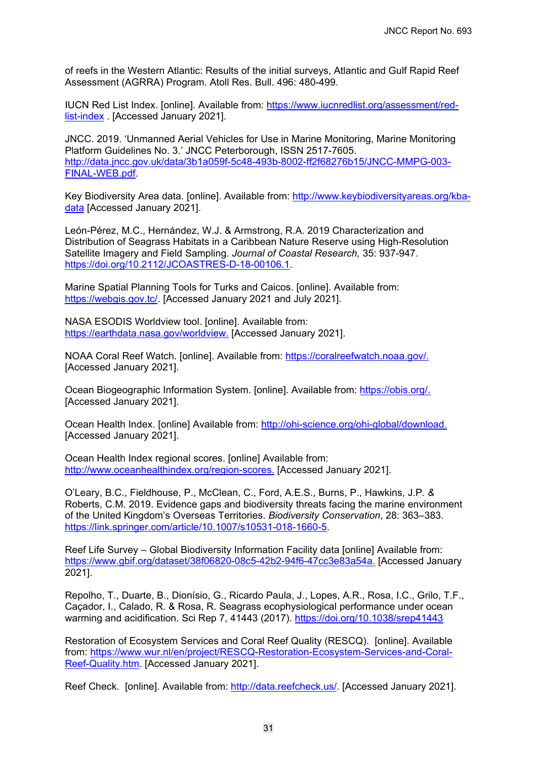of reefs in the Western Atlantic: Results of the initial surveys, Atlantic and Gulf Rapid Reef Assessment (AGRRA) Program. Atoll Res. Bull. 496: 480-499.

IUCN Red List Index. [online]. Available from: https://www.iucnredlist.org/assessment/red-list-index . [Accessed January 2021].

JNCC. 2019. 'Unmanned Aerial Vehicles for Use in Marine Monitoring, Marine Monitoring Platform Guidelines No. 3.' JNCC Peterborough, ISSN 2517-7605. http://data.jncc.gov.uk/data/3b1a059f-5c48-493b-8002-ff2f68276b15/JNCC-MMPG-003-FINAL-WEB.pdf.

Key Biodiversity Area data. [online]. Available from: http://www.keybiodiversityareas.org/kba-data [Accessed January 2021].

León-Pérez, M.C., Hernández, W.J. & Armstrong, R.A. 2019 Characterization and Distribution of Seagrass Habitats in a Caribbean Nature Reserve using High-Resolution Satellite Imagery and Field Sampling. *Journal of Coastal Research,* 35: 937-947. https://doi.org/10.2112/JCOASTRES-D-18-00106.1.

Marine Spatial Planning Tools for Turks and Caicos. [online]. Available from: https://webgis.gov.tc/. [Accessed January 2021 and July 2021].

NASA ESODIS Worldview tool. [online]. Available from: https://earthdata.nasa.gov/worldview. [Accessed January 2021].

NOAA Coral Reef Watch. [online]. Available from: https://coralreefwatch.noaa.gov/. [Accessed January 2021].

Ocean Biogeographic Information System. [online]. Available from: https://obis.org/. [Accessed January 2021].

Ocean Health Index. [online] Available from: http://ohi-science.org/ohi-global/download. [Accessed January 2021].

Ocean Health Index regional scores. [online] Available from: http://www.oceanhealthindex.org/region-scores. [Accessed January 2021].

O'Leary, B.C., Fieldhouse, P., McClean, C., Ford, A.E.S., Burns, P., Hawkins, J.P. & Roberts, C.M. 2019. Evidence gaps and biodiversity threats facing the marine environment of the United Kingdom's Overseas Territories. *Biodiversity Conservation*, 28: 363–383. https://link.springer.com/article/10.1007/s10531-018-1660-5.

Reef Life Survey – Global Biodiversity Information Facility data [online] Available from: https://www.gbif.org/dataset/38f06820-08c5-42b2-94f6-47cc3e83a54a. [Accessed January 2021].

Repolho, T., Duarte, B., Dionísio, G., Ricardo Paula, J., Lopes, A.R., Rosa, I.C., Grilo, T.F., Caçador, I., Calado, R. & Rosa, R. Seagrass ecophysiological performance under ocean warming and acidification. Sci Rep 7, 41443 (2017). https://doi.org/10.1038/srep41443

Restoration of Ecosystem Services and Coral Reef Quality (RESCQ). [online]. Available from: https://www.wur.nl/en/project/RESCQ-Restoration-Ecosystem-Services-and-Coral-Reef-Quality.htm. [Accessed January 2021].

Reef Check. [online]. Available from: http://data.reefcheck.us/. [Accessed January 2021].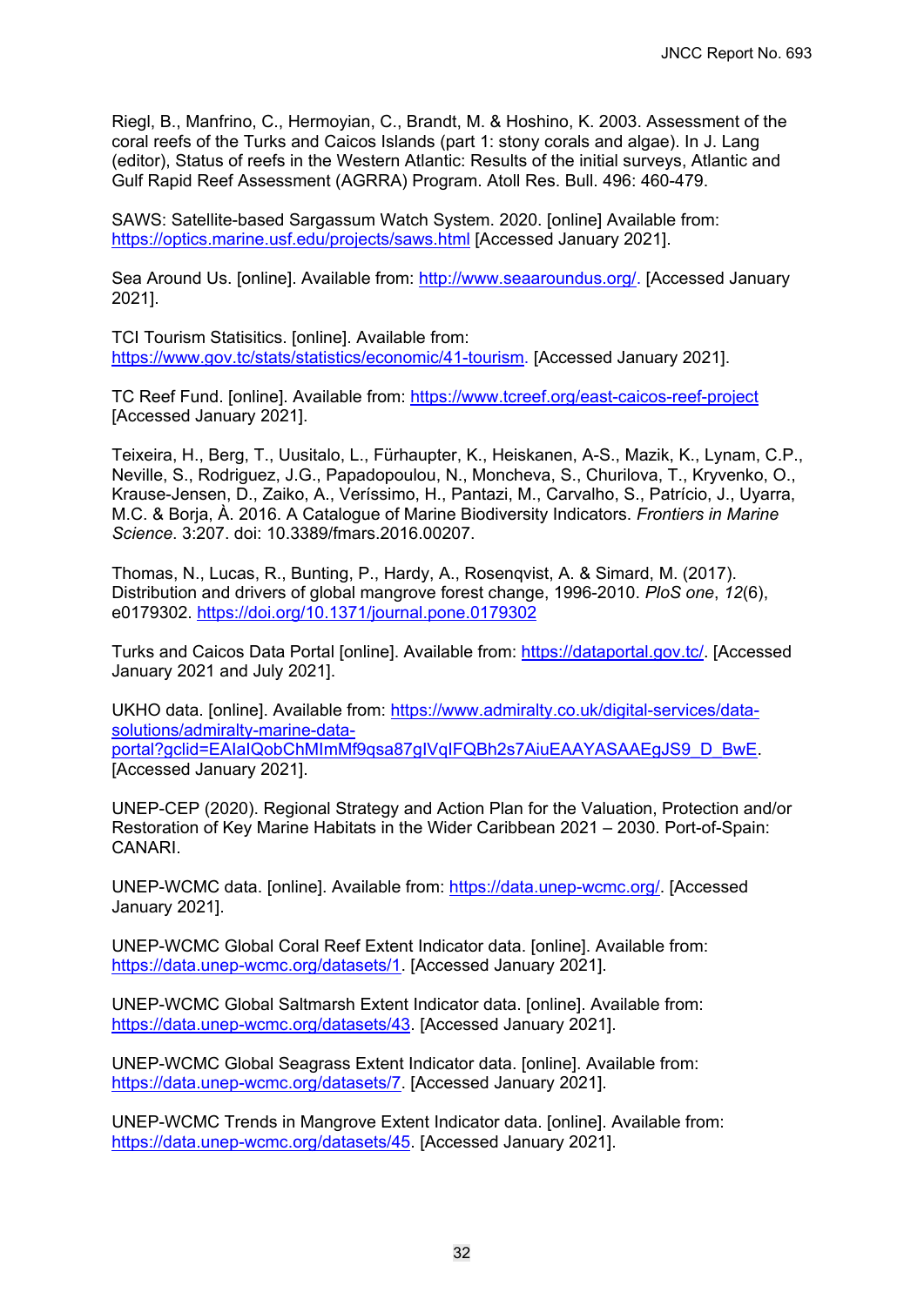Riegl, B., Manfrino, C., Hermoyian, C., Brandt, M. & Hoshino, K. 2003. Assessment of the coral reefs of the Turks and Caicos Islands (part 1: stony corals and algae). In J. Lang (editor), Status of reefs in the Western Atlantic: Results of the initial surveys, Atlantic and Gulf Rapid Reef Assessment (AGRRA) Program. Atoll Res. Bull. 496: 460-479.

SAWS: Satellite-based Sargassum Watch System. 2020. [online] Available from: https://optics.marine.usf.edu/projects/saws.html [Accessed January 2021].

Sea Around Us. [online]. Available from: http://www.seaaroundus.org/. [Accessed January 2021].

TCI Tourism Statisitics. [online]. Available from: https://www.gov.tc/stats/statistics/economic/41-tourism. [Accessed January 2021].

TC Reef Fund. [online]. Available from: https://www.tcreef.org/east-caicos-reef-project [Accessed January 2021].

Teixeira, H., Berg, T., Uusitalo, L., Fürhaupter, K., Heiskanen, A-S., Mazik, K., Lynam, C.P., Neville, S., Rodriguez, J.G., Papadopoulou, N., Moncheva, S., Churilova, T., Kryvenko, O., Krause-Jensen, D., Zaiko, A., Veríssimo, H., Pantazi, M., Carvalho, S., Patrício, J., Uyarra, M.C. & Borja, À. 2016. A Catalogue of Marine Biodiversity Indicators. *Frontiers in Marine Science*. 3:207. doi: 10.3389/fmars.2016.00207.

Thomas, N., Lucas, R., Bunting, P., Hardy, A., Rosenqvist, A. & Simard, M. (2017). Distribution and drivers of global mangrove forest change, 1996-2010. *PloS one*, *12*(6), e0179302. https://doi.org/10.1371/journal.pone.0179302

Turks and Caicos Data Portal [online]. Available from: https://dataportal.gov.tc/. [Accessed January 2021 and July 2021].

UKHO data. [online]. Available from: https://www.admiralty.co.uk/digital-services/data-solutions/admiralty-marine-data-portal?gclid=EAIaIQobChMImMf9qsa87gIVqIFQBh2s7AiuEAAYASAAEgJS9_D_BwE. [Accessed January 2021].

UNEP-CEP (2020). Regional Strategy and Action Plan for the Valuation, Protection and/or Restoration of Key Marine Habitats in the Wider Caribbean 2021 – 2030. Port-of-Spain: CANARI.

UNEP-WCMC data. [online]. Available from: https://data.unep-wcmc.org/. [Accessed January 2021].

UNEP-WCMC Global Coral Reef Extent Indicator data. [online]. Available from: https://data.unep-wcmc.org/datasets/1. [Accessed January 2021].

UNEP-WCMC Global Saltmarsh Extent Indicator data. [online]. Available from: https://data.unep-wcmc.org/datasets/43. [Accessed January 2021].

UNEP-WCMC Global Seagrass Extent Indicator data. [online]. Available from: https://data.unep-wcmc.org/datasets/7. [Accessed January 2021].

UNEP-WCMC Trends in Mangrove Extent Indicator data. [online]. Available from: https://data.unep-wcmc.org/datasets/45. [Accessed January 2021].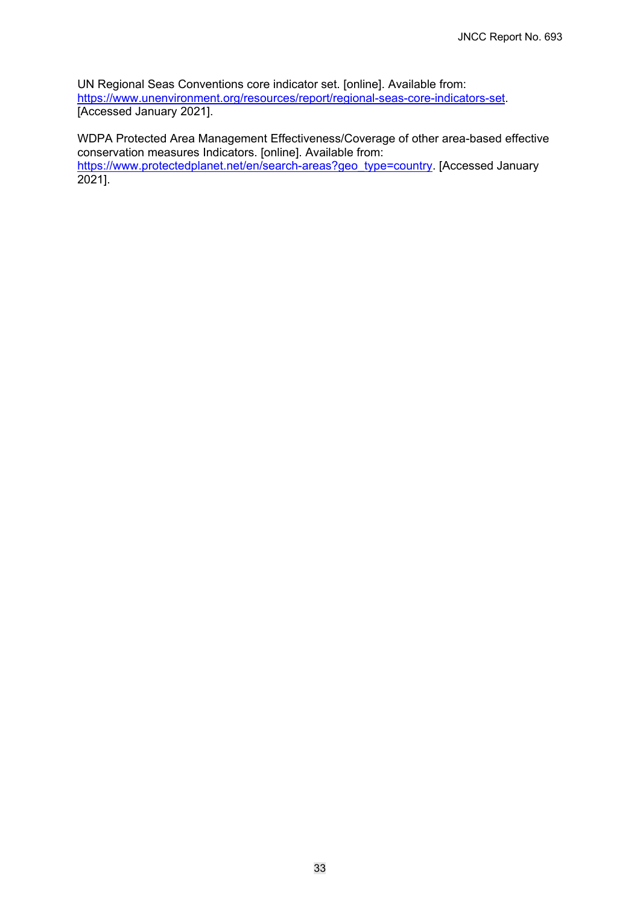UN Regional Seas Conventions core indicator set. [online]. Available from: https://www.unenvironment.org/resources/report/regional-seas-core-indicators-set. [Accessed January 2021].

WDPA Protected Area Management Effectiveness/Coverage of other area-based effective conservation measures Indicators. [online]. Available from: https://www.protectedplanet.net/en/search-areas?geo_type=country. [Accessed January 2021].